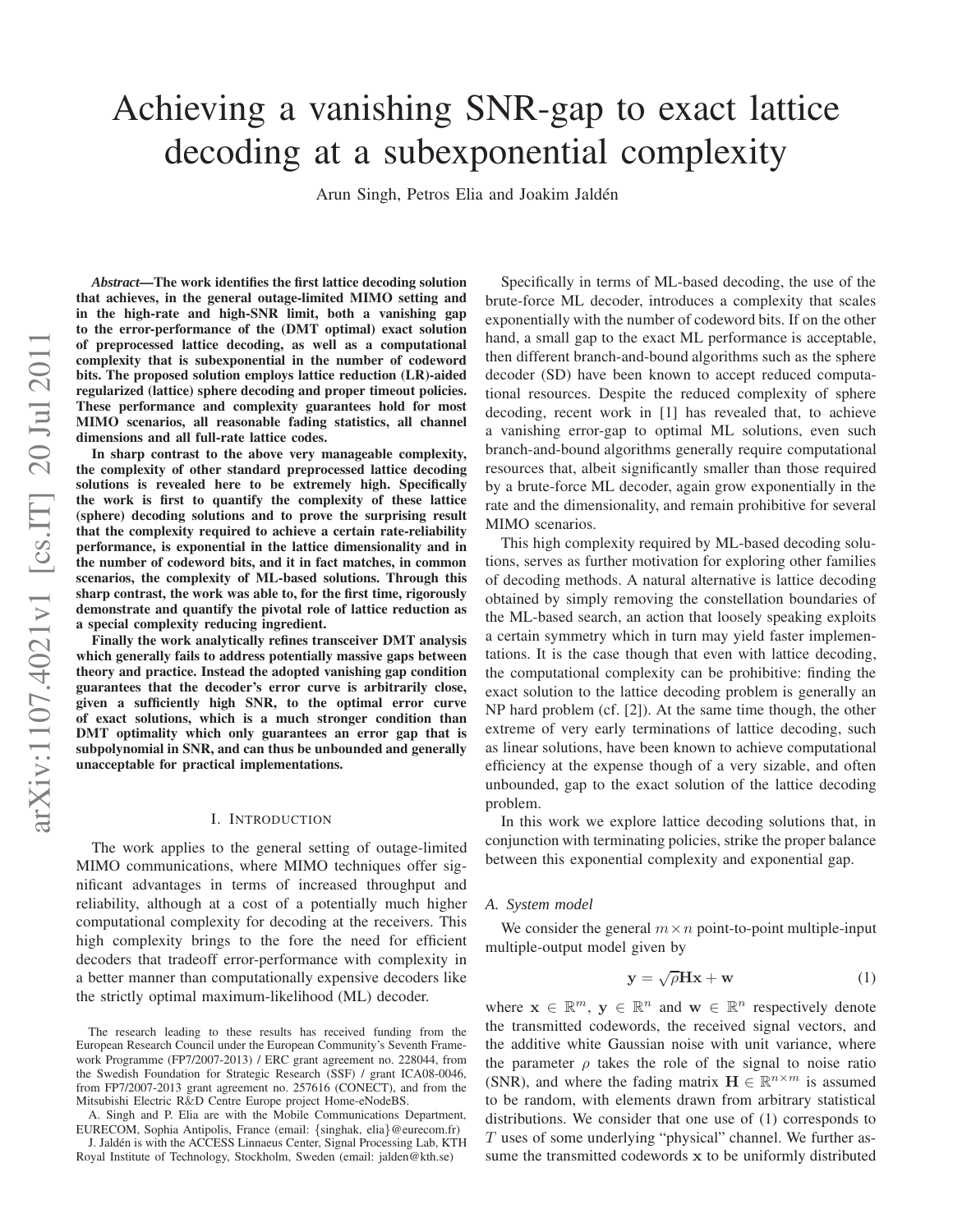# Achieving a vanishing SNR-gap to exact lattice decoding at a subexponential complexity

Arun Singh, Petros Elia and Joakim Jaldén

***Abstract*—The work identifies the first lattice decoding solution that achieves, in the general outage-limited MIMO setting and in the high-rate and high-SNR limit, both a vanishing gap to the error-performance of the (DMT optimal) exact solution of preprocessed lattice decoding, as well as a computational complexity that is subexponential in the number of codeword bits. The proposed solution employs lattice reduction (LR)-aided regularized (lattice) sphere decoding and proper timeout policies. These performance and complexity guarantees hold for most MIMO scenarios, all reasonable fading statistics, all channel dimensions and all full-rate lattice codes.**

**In sharp contrast to the above very manageable complexity, the complexity of other standard preprocessed lattice decoding solutions is revealed here to be extremely high. Specifically the work is first to quantify the complexity of these lattice (sphere) decoding solutions and to prove the surprising result that the complexity required to achieve a certain rate-reliability performance, is exponential in the lattice dimensionality and in the number of codeword bits, and it in fact matches, in common scenarios, the complexity of ML-based solutions. Through this sharp contrast, the work was able to, for the first time, rigorously demonstrate and quantify the pivotal role of lattice reduction as a special complexity reducing ingredient.**

**Finally the work analytically refines transceiver DMT analysis which generally fails to address potentially massive gaps between theory and practice. Instead the adopted vanishing gap condition guarantees that the decoder's error curve is arbitrarily close, given a sufficiently high SNR, to the optimal error curve of exact solutions, which is a much stronger condition than DMT optimality which only guarantees an error gap that is subpolynomial in SNR, and can thus be unbounded and generally unacceptable for practical implementations.**

## I. Introduction

The work applies to the general setting of outage-limited MIMO communications, where MIMO techniques offer significant advantages in terms of increased throughput and reliability, although at a cost of a potentially much higher computational complexity for decoding at the receivers. This high complexity brings to the fore the need for efficient decoders that tradeoff error-performance with complexity in a better manner than computationally expensive decoders like the strictly optimal maximum-likelihood (ML) decoder.

Specifically in terms of ML-based decoding, the use of the brute-force ML decoder, introduces a complexity that scales exponentially with the number of codeword bits. If on the other hand, a small gap to the exact ML performance is acceptable, then different branch-and-bound algorithms such as the sphere decoder (SD) have been known to accept reduced computational resources. Despite the reduced complexity of sphere decoding, recent work in [1] has revealed that, to achieve a vanishing error-gap to optimal ML solutions, even such branch-and-bound algorithms generally require computational resources that, albeit significantly smaller than those required by a brute-force ML decoder, again grow exponentially in the rate and the dimensionality, and remain prohibitive for several MIMO scenarios.

This high complexity required by ML-based decoding solutions, serves as further motivation for exploring other families of decoding methods. A natural alternative is lattice decoding obtained by simply removing the constellation boundaries of the ML-based search, an action that loosely speaking exploits a certain symmetry which in turn may yield faster implementations. It is the case though that even with lattice decoding, the computational complexity can be prohibitive: finding the exact solution to the lattice decoding problem is generally an NP hard problem (cf. [2]). At the same time though, the other extreme of very early terminations of lattice decoding, such as linear solutions, have been known to achieve computational efficiency at the expense though of a very sizable, and often unbounded, gap to the exact solution of the lattice decoding problem.

In this work we explore lattice decoding solutions that, in conjunction with terminating policies, strike the proper balance between this exponential complexity and exponential gap.

### A. System model

We consider the general $m \times n$ point-to-point multiple-input multiple-output model given by

$$\mathbf{y} = \sqrt{\rho}\mathbf{H}\mathbf{x} + \mathbf{w} \tag{1}$$

where $\mathbf{x} \in \mathbb{R}^m$, $\mathbf{y} \in \mathbb{R}^n$ and $\mathbf{w} \in \mathbb{R}^n$ respectively denote the transmitted codewords, the received signal vectors, and the additive white Gaussian noise with unit variance, where the parameter $\rho$ takes the role of the signal to noise ratio (SNR), and where the fading matrix $\mathbf{H} \in \mathbb{R}^{n \times m}$ is assumed to be random, with elements drawn from arbitrary statistical distributions. We consider that one use of (1) corresponds to $T$ uses of some underlying "physical" channel. We further assume the transmitted codewords $\mathbf{x}$ to be uniformly distributed

The research leading to these results has received funding from the European Research Council under the European Community's Seventh Framework Programme (FP7/2007-2013) / ERC grant agreement no. 228044, from the Swedish Foundation for Strategic Research (SSF) / grant ICA08-0046, from FP7/2007-2013 grant agreement no. 257616 (CONECT), and from the Mitsubishi Electric R&D Centre Europe project Home-eNodeBS.

A. Singh and P. Elia are with the Mobile Communications Department, EURECOM, Sophia Antipolis, France (email: {singhak, elia}@eurecom.fr)

J. Jaldén is with the ACCESS Linnaeus Center, Signal Processing Lab, KTH Royal Institute of Technology, Stockholm, Sweden (email: jalden@kth.se)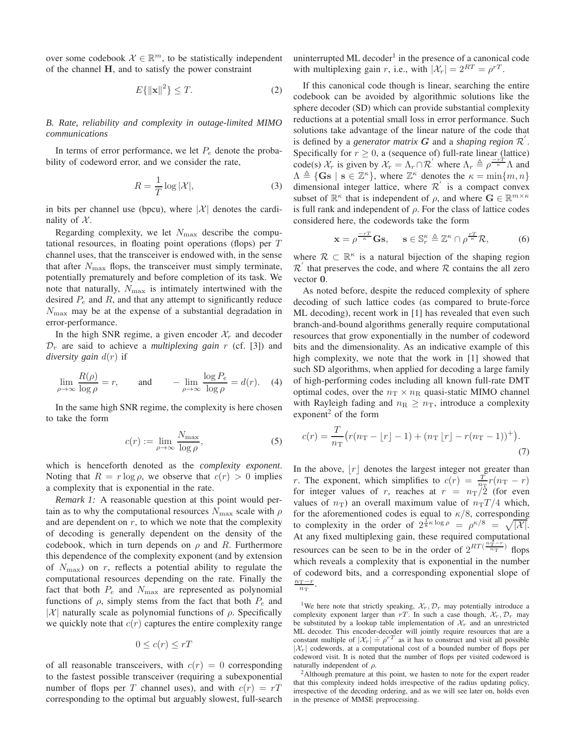over some codebook $\mathcal{X} \in \mathbb{R}^m$, to be statistically independent of the channel $\mathbf{H}$, and to satisfy the power constraint

$$E\{\|\mathbf{x}\|^2\} \leq T. \tag{2}$$

### *B. Rate, reliability and complexity in outage-limited MIMO communications*

In terms of error performance, we let $P_e$ denote the probability of codeword error, and we consider the rate,

$$R = \frac{1}{T}\log|\mathcal{X}|, \tag{3}$$

in bits per channel use (bpcu), where $|\mathcal{X}|$ denotes the cardinality of $\mathcal{X}$.

Regarding complexity, we let $N_{\max}$ describe the computational resources, in floating point operations (flops) per $T$ channel uses, that the transceiver is endowed with, in the sense that after $N_{\max}$ flops, the transceiver must simply terminate, potentially prematurely and before completion of its task. We note that naturally, $N_{\max}$ is intimately intertwined with the desired $P_e$ and $R$, and that any attempt to significantly reduce $N_{\max}$ may be at the expense of a substantial degradation in error-performance.

In the high SNR regime, a given encoder $\mathcal{X}_r$ and decoder $\mathcal{D}_r$ are said to achieve a *multiplexing gain* $r$ (cf. [3]) and *diversity gain* $d(r)$ if

$$\lim_{\rho\to\infty}\frac{R(\rho)}{\log\rho} = r, \qquad \text{and} \qquad -\lim_{\rho\to\infty}\frac{\log P_e}{\log\rho} = d(r). \tag{4}$$

In the same high SNR regime, the complexity is here chosen to take the form

$$c(r) := \lim_{\rho\to\infty}\frac{N_{\max}}{\log\rho}, \tag{5}$$

which is henceforth denoted as the *complexity exponent*. Noting that $R = r\log\rho$, we observe that $c(r) > 0$ implies a complexity that is exponential in the rate.

*Remark 1:* A reasonable question at this point would pertain as to why the computational resources $N_{\max}$ scale with $\rho$ and are dependent on $r$, to which we note that the complexity of decoding is generally dependent on the density of the codebook, which in turn depends on $\rho$ and $R$. Furthermore this dependence of the complexity exponent (and by extension of $N_{\max}$) on $r$, reflects a potential ability to regulate the computational resources depending on the rate. Finally the fact that both $P_e$ and $N_{\max}$ are represented as polynomial functions of $\rho$, simply stems from the fact that both $P_e$ and $|\mathcal{X}|$ naturally scale as polynomial functions of $\rho$. Specifically we quickly note that $c(r)$ captures the entire complexity range

$$0 \leq c(r) \leq rT$$

of all reasonable transceivers, with $c(r) = 0$ corresponding to the fastest possible transceiver (requiring a subexponential number of flops per $T$ channel uses), and with $c(r) = rT$ corresponding to the optimal but arguably slowest, full-search uninterrupted ML decoder[1] in the presence of a canonical code with multiplexing gain $r$, i.e., with $|\mathcal{X}_r| = 2^{RT} = \rho^{rT}$.

If this canonical code though is linear, searching the entire codebook can be avoided by algorithmic solutions like the sphere decoder (SD) which can provide substantial complexity reductions at a potential small loss in error performance. Such solutions take advantage of the linear nature of the code that is defined by a *generator matrix* $\boldsymbol{G}$ and a *shaping region* $\mathcal{R}'$. Specifically for $r \geq 0$, a (sequence of) full-rate linear (lattice) code(s) $\mathcal{X}_r$ is given by $\mathcal{X}_r = \Lambda_r \cap \mathcal{R}'$ where $\Lambda_r \triangleq \rho^{\frac{-rT}{\kappa}}\Lambda$ and $\Lambda \triangleq \{\mathbf{Gs} \mid \mathbf{s} \in \mathbb{Z}^\kappa\}$, where $\mathbb{Z}^\kappa$ denotes the $\kappa = \min\{m,n\}$ dimensional integer lattice, where $\mathcal{R}'$ is a compact convex subset of $\mathbb{R}^\kappa$ that is independent of $\rho$, and where $\mathbf{G} \in \mathbb{R}^{m\times\kappa}$ is full rank and independent of $\rho$. For the class of lattice codes considered here, the codewords take the form

$$\mathbf{x} = \rho^{\frac{-rT}{\kappa}}\mathbf{Gs}, \quad \mathbf{s} \in \mathbb{S}_r^\kappa \triangleq \mathbb{Z}^\kappa \cap \rho^{\frac{rT}{\kappa}}\mathcal{R}, \tag{6}$$

where $\mathcal{R} \subset \mathbb{R}^\kappa$ is a natural bijection of the shaping region $\mathcal{R}'$ that preserves the code, and where $\mathcal{R}$ contains the all zero vector $\mathbf{0}$.

As noted before, despite the reduced complexity of sphere decoding of such lattice codes (as compared to brute-force ML decoding), recent work in [1] has revealed that even such branch-and-bound algorithms generally require computational resources that grow exponentially in the number of codeword bits and the dimensionality. As an indicative example of this high complexity, we note that the work in [1] showed that such SD algorithms, when applied for decoding a large family of high-performing codes including all known full-rate DMT optimal codes, over the $n_\mathrm{T} \times n_\mathrm{R}$ quasi-static MIMO channel with Rayleigh fading and $n_\mathrm{R} \geq n_\mathrm{T}$, introduce a complexity exponent[2] of the form

$$c(r) = \frac{T}{n_\mathrm{T}}\big(r(n_\mathrm{T} - \lfloor r\rfloor - 1) + (n_\mathrm{T}\lfloor r\rfloor - r(n_\mathrm{T}-1))^+\big). \tag{7}$$

In the above, $\lfloor r\rfloor$ denotes the largest integer not greater than $r$. The exponent, which simplifies to $c(r) = \frac{T}{n_\mathrm{T}}r(n_\mathrm{T} - r)$ for integer values of $r$, reaches at $r = n_\mathrm{T}/2$ (for even values of $n_\mathrm{T}$) an overall maximum value of $n_\mathrm{T}T/4$ which, for the aforementioned codes is equal to $\kappa/8$, corresponding to complexity in the order of $2^{\frac{1}{8}\kappa\log\rho} = \rho^{\kappa/8} = \sqrt{|\mathcal{X}|}$. At any fixed multiplexing gain, these required computational resources can be seen to be in the order of $2^{RT(\frac{n_\mathrm{T}-r}{n_\mathrm{T}})}$ flops which reveals a complexity that is exponential in the number of codeword bits, and a corresponding exponential slope of $\frac{n_\mathrm{T}-r}{n_\mathrm{T}}$.

[1] We here note that strictly speaking, $\mathcal{X}_r, \mathcal{D}_r$ may potentially introduce a complexity exponent larger than $rT$. In such a case though, $\mathcal{X}_r, \mathcal{D}_r$ may be substituted by a lookup table implementation of $\mathcal{X}_r$ and an unrestricted ML decoder. This encoder-decoder will jointly require resources that are a constant multiple of $|\mathcal{X}_r| \doteq \rho^{rT}$ as it has to construct and visit all possible $|\mathcal{X}_r|$ codewords, at a computational cost of a bounded number of flops per codeword visit. It is noted that the number of flops per visited codeword is naturally independent of $\rho$.

[2] Although premature at this point, we hasten to note for the expert reader that this complexity indeed holds irrespective of the radius updating policy, irrespective of the decoding ordering, and as we will see later on, holds even in the presence of MMSE preprocessing.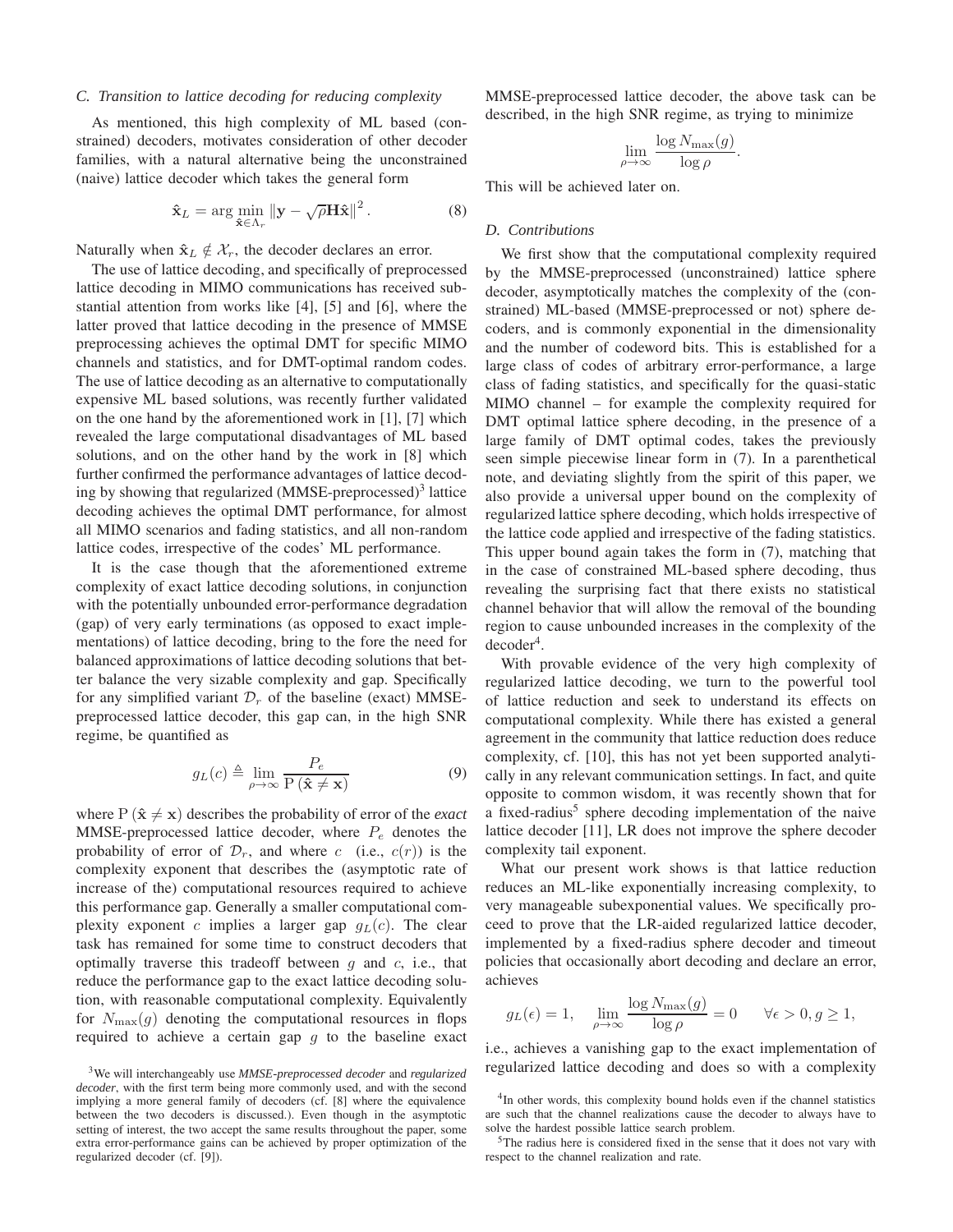### C. Transition to lattice decoding for reducing complexity

As mentioned, this high complexity of ML based (constrained) decoders, motivates consideration of other decoder families, with a natural alternative being the unconstrained (naive) lattice decoder which takes the general form

$$\hat{\mathbf{x}}_L = \arg \min_{\hat{\mathbf{x}} \in \Lambda_r} \left\| \mathbf{y} - \sqrt{\rho} \mathbf{H} \hat{\mathbf{x}} \right\|^2 . \tag{8}$$

Naturally when $\hat{\mathbf{x}}_L \notin \mathcal{X}_r$, the decoder declares an error.

The use of lattice decoding, and specifically of preprocessed lattice decoding in MIMO communications has received substantial attention from works like [4], [5] and [6], where the latter proved that lattice decoding in the presence of MMSE preprocessing achieves the optimal DMT for specific MIMO channels and statistics, and for DMT-optimal random codes. The use of lattice decoding as an alternative to computationally expensive ML based solutions, was recently further validated on the one hand by the aforementioned work in [1], [7] which revealed the large computational disadvantages of ML based solutions, and on the other hand by the work in [8] which further confirmed the performance advantages of lattice decoding by showing that regularized (MMSE-preprocessed)[3] lattice decoding achieves the optimal DMT performance, for almost all MIMO scenarios and fading statistics, and all non-random lattice codes, irrespective of the codes' ML performance.

It is the case though that the aforementioned extreme complexity of exact lattice decoding solutions, in conjunction with the potentially unbounded error-performance degradation (gap) of very early terminations (as opposed to exact implementations) of lattice decoding, bring to the fore the need for balanced approximations of lattice decoding solutions that better balance the very sizable complexity and gap. Specifically for any simplified variant $\mathcal{D}_r$ of the baseline (exact) MMSE-preprocessed lattice decoder, this gap can, in the high SNR regime, be quantified as

$$g_L(c) \triangleq \lim_{\rho \to \infty} \frac{P_e}{\mathrm{P}\left(\hat{\mathbf{x}} \neq \mathbf{x}\right)} \tag{9}$$

where $\mathrm{P}\left(\hat{\mathbf{x}} \neq \mathbf{x}\right)$ describes the probability of error of the *exact* MMSE-preprocessed lattice decoder, where $P_e$ denotes the probability of error of $\mathcal{D}_r$, and where $c$ (i.e., $c(r)$) is the complexity exponent that describes the (asymptotic rate of increase of the) computational resources required to achieve this performance gap. Generally a smaller computational complexity exponent $c$ implies a larger gap $g_L(c)$. The clear task has remained for some time to construct decoders that optimally traverse this tradeoff between $g$ and $c$, i.e., that reduce the performance gap to the exact lattice decoding solution, with reasonable computational complexity. Equivalently for $N_{\max}(g)$ denoting the computational resources in flops required to achieve a certain gap $g$ to the baseline exact MMSE-preprocessed lattice decoder, the above task can be described, in the high SNR regime, as trying to minimize

$$\lim_{\rho \to \infty} \frac{\log N_{\max}(g)}{\log \rho}.$$

This will be achieved later on.

### D. Contributions

We first show that the computational complexity required by the MMSE-preprocessed (unconstrained) lattice sphere decoder, asymptotically matches the complexity of the (constrained) ML-based (MMSE-preprocessed or not) sphere decoders, and is commonly exponential in the dimensionality and the number of codeword bits. This is established for a large class of codes of arbitrary error-performance, a large class of fading statistics, and specifically for the quasi-static MIMO channel – for example the complexity required for DMT optimal lattice sphere decoding, in the presence of a large family of DMT optimal codes, takes the previously seen simple piecewise linear form in (7). In a parenthetical note, and deviating slightly from the spirit of this paper, we also provide a universal upper bound on the complexity of regularized lattice sphere decoding, which holds irrespective of the lattice code applied and irrespective of the fading statistics. This upper bound again takes the form in (7), matching that in the case of constrained ML-based sphere decoding, thus revealing the surprising fact that there exists no statistical channel behavior that will allow the removal of the bounding region to cause unbounded increases in the complexity of the decoder[4].

With provable evidence of the very high complexity of regularized lattice decoding, we turn to the powerful tool of lattice reduction and seek to understand its effects on computational complexity. While there has existed a general agreement in the community that lattice reduction does reduce complexity, cf. [10], this has not yet been supported analytically in any relevant communication settings. In fact, and quite opposite to common wisdom, it was recently shown that for a fixed-radius[5] sphere decoding implementation of the naive lattice decoder [11], LR does not improve the sphere decoder complexity tail exponent.

What our present work shows is that lattice reduction reduces an ML-like exponentially increasing complexity, to very manageable subexponential values. We specifically proceed to prove that the LR-aided regularized lattice decoder, implemented by a fixed-radius sphere decoder and timeout policies that occasionally abort decoding and declare an error, achieves

$$g_L(\epsilon) = 1, \quad \lim_{\rho \to \infty} \frac{\log N_{\max}(g)}{\log \rho} = 0 \qquad \forall \epsilon > 0, g \geq 1,$$

i.e., achieves a vanishing gap to the exact implementation of regularized lattice decoding and does so with a complexity

[3] We will interchangeably use *MMSE-preprocessed decoder* and *regularized decoder*, with the first term being more commonly used, and with the second implying a more general family of decoders (cf. [8] where the equivalence between the two decoders is discussed.). Even though in the asymptotic setting of interest, the two accept the same results throughout the paper, some extra error-performance gains can be achieved by proper optimization of the regularized decoder (cf. [9]).

[4] In other words, this complexity bound holds even if the channel statistics are such that the channel realizations cause the decoder to always have to solve the hardest possible lattice search problem.

[5] The radius here is considered fixed in the sense that it does not vary with respect to the channel realization and rate.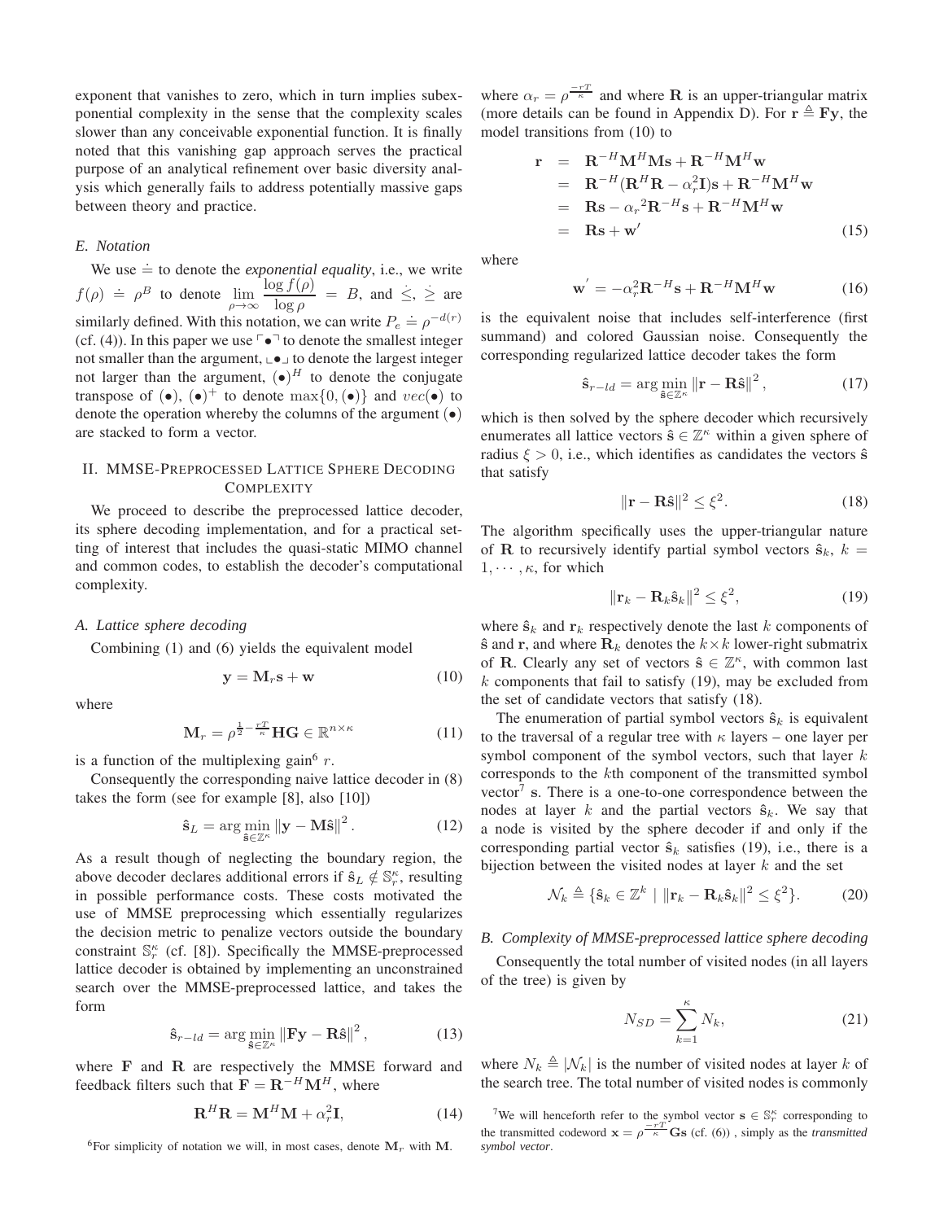exponent that vanishes to zero, which in turn implies subexponential complexity in the sense that the complexity scales slower than any conceivable exponential function. It is finally noted that this vanishing gap approach serves the practical purpose of an analytical refinement over basic diversity analysis which generally fails to address potentially massive gaps between theory and practice.

### *E. Notation*

We use $\doteq$ to denote the *exponential equality*, i.e., we write $f(\rho) \doteq \rho^B$ to denote $\lim_{\rho\to\infty} \frac{\log f(\rho)}{\log \rho} = B$, and $\dot{\leq}$, $\dot{\geq}$ are similarly defined. With this notation, we can write $P_e \doteq \rho^{-d(r)}$ (cf. (4)). In this paper we use $\ulcorner \bullet \urcorner$ to denote the smallest integer not smaller than the argument, $\llcorner \bullet \lrcorner$ to denote the largest integer not larger than the argument, $(\bullet)^H$ to denote the conjugate transpose of $(\bullet)$, $(\bullet)^+$ to denote $\max\{0, (\bullet)\}$ and $vec(\bullet)$ to denote the operation whereby the columns of the argument $(\bullet)$ are stacked to form a vector.

## II. MMSE-Preprocessed Lattice Sphere Decoding Complexity

We proceed to describe the preprocessed lattice decoder, its sphere decoding implementation, and for a practical setting of interest that includes the quasi-static MIMO channel and common codes, to establish the decoder's computational complexity.

### *A. Lattice sphere decoding*

Combining (1) and (6) yields the equivalent model

$$\mathbf{y} = \mathbf{M}_r \mathbf{s} + \mathbf{w} \tag{10}$$

where

$$\mathbf{M}_r = \rho^{\frac{1}{2} - \frac{rT}{\kappa}} \mathbf{H}\mathbf{G} \in \mathbb{R}^{n\times\kappa} \tag{11}$$

is a function of the multiplexing gain[6] $r$.

Consequently the corresponding naive lattice decoder in (8) takes the form (see for example [8], also [10])

$$\hat{\mathbf{s}}_L = \arg\min_{\hat{\mathbf{s}}\in\mathbb{Z}^\kappa} \|\mathbf{y} - \mathbf{M}\hat{\mathbf{s}}\|^2 . \tag{12}$$

As a result though of neglecting the boundary region, the above decoder declares additional errors if $\hat{\mathbf{s}}_L \notin \mathbb{S}_r^\kappa$, resulting in possible performance costs. These costs motivated the use of MMSE preprocessing which essentially regularizes the decision metric to penalize vectors outside the boundary constraint $\mathbb{S}_r^\kappa$ (cf. [8]). Specifically the MMSE-preprocessed lattice decoder is obtained by implementing an unconstrained search over the MMSE-preprocessed lattice, and takes the form

$$\hat{\mathbf{s}}_{r-ld} = \arg\min_{\hat{\mathbf{s}}\in\mathbb{Z}^\kappa} \|\mathbf{F}\mathbf{y} - \mathbf{R}\hat{\mathbf{s}}\|^2 , \tag{13}$$

where $\mathbf{F}$ and $\mathbf{R}$ are respectively the MMSE forward and feedback filters such that $\mathbf{F} = \mathbf{R}^{-H}\mathbf{M}^H$, where

$$\mathbf{R}^H\mathbf{R} = \mathbf{M}^H\mathbf{M} + \alpha_r^2 \mathbf{I}, \tag{14}$$

where $\alpha_r = \rho^{\frac{-rT}{\kappa}}$ and where $\mathbf{R}$ is an upper-triangular matrix (more details can be found in Appendix D). For $\mathbf{r} \triangleq \mathbf{F}\mathbf{y}$, the model transitions from (10) to

$$\begin{aligned}
\mathbf{r} &= \mathbf{R}^{-H}\mathbf{M}^H\mathbf{M}\mathbf{s} + \mathbf{R}^{-H}\mathbf{M}^H\mathbf{w} \\
&= \mathbf{R}^{-H}(\mathbf{R}^H\mathbf{R} - \alpha_r^2\mathbf{I})\mathbf{s} + \mathbf{R}^{-H}\mathbf{M}^H\mathbf{w} \\
&= \mathbf{R}\mathbf{s} - {\alpha_r}^2\mathbf{R}^{-H}\mathbf{s} + \mathbf{R}^{-H}\mathbf{M}^H\mathbf{w} \\
&= \mathbf{R}\mathbf{s} + \mathbf{w}'
\end{aligned} \tag{15}$$

where

$$\mathbf{w}' = -\alpha_r^2\mathbf{R}^{-H}\mathbf{s} + \mathbf{R}^{-H}\mathbf{M}^H\mathbf{w} \tag{16}$$

is the equivalent noise that includes self-interference (first summand) and colored Gaussian noise. Consequently the corresponding regularized lattice decoder takes the form

$$\hat{\mathbf{s}}_{r-ld} = \arg\min_{\hat{\mathbf{s}}\in\mathbb{Z}^\kappa} \|\mathbf{r} - \mathbf{R}\hat{\mathbf{s}}\|^2 , \tag{17}$$

which is then solved by the sphere decoder which recursively enumerates all lattice vectors $\hat{\mathbf{s}} \in \mathbb{Z}^\kappa$ within a given sphere of radius $\xi > 0$, i.e., which identifies as candidates the vectors $\hat{\mathbf{s}}$ that satisfy

$$\|\mathbf{r} - \mathbf{R}\hat{\mathbf{s}}\|^2 \leq \xi^2. \tag{18}$$

The algorithm specifically uses the upper-triangular nature of $\mathbf{R}$ to recursively identify partial symbol vectors $\hat{\mathbf{s}}_k$, $k = 1, \cdots, \kappa$, for which

$$\|\mathbf{r}_k - \mathbf{R}_k\hat{\mathbf{s}}_k\|^2 \leq \xi^2, \tag{19}$$

where $\hat{\mathbf{s}}_k$ and $\mathbf{r}_k$ respectively denote the last $k$ components of $\hat{\mathbf{s}}$ and $\mathbf{r}$, and where $\mathbf{R}_k$ denotes the $k\times k$ lower-right submatrix of $\mathbf{R}$. Clearly any set of vectors $\hat{\mathbf{s}} \in \mathbb{Z}^\kappa$, with common last $k$ components that fail to satisfy (19), may be excluded from the set of candidate vectors that satisfy (18).

The enumeration of partial symbol vectors $\hat{\mathbf{s}}_k$ is equivalent to the traversal of a regular tree with $\kappa$ layers – one layer per symbol component of the symbol vectors, such that layer $k$ corresponds to the $k$th component of the transmitted symbol vector[7] $\mathbf{s}$. There is a one-to-one correspondence between the nodes at layer $k$ and the partial vectors $\hat{\mathbf{s}}_k$. We say that a node is visited by the sphere decoder if and only if the corresponding partial vector $\hat{\mathbf{s}}_k$ satisfies (19), i.e., there is a bijection between the visited nodes at layer $k$ and the set

$$\mathcal{N}_k \triangleq \{\hat{\mathbf{s}}_k \in \mathbb{Z}^k \mid \|\mathbf{r}_k - \mathbf{R}_k\hat{\mathbf{s}}_k\|^2 \leq \xi^2\}. \tag{20}$$

### *B. Complexity of MMSE-preprocessed lattice sphere decoding*

Consequently the total number of visited nodes (in all layers of the tree) is given by

$$N_{SD} = \sum_{k=1}^{\kappa} N_k, \tag{21}$$

where $N_k \triangleq |\mathcal{N}_k|$ is the number of visited nodes at layer $k$ of the search tree. The total number of visited nodes is commonly

[6] For simplicity of notation we will, in most cases, denote $\mathbf{M}_r$ with $\mathbf{M}$.

[7] We will henceforth refer to the symbol vector $\mathbf{s} \in \mathbb{S}_r^\kappa$ corresponding to the transmitted codeword $\mathbf{x} = \rho^{\frac{-rT}{\kappa}}\mathbf{G}\mathbf{s}$ (cf. (6)) , simply as the *transmitted symbol vector*.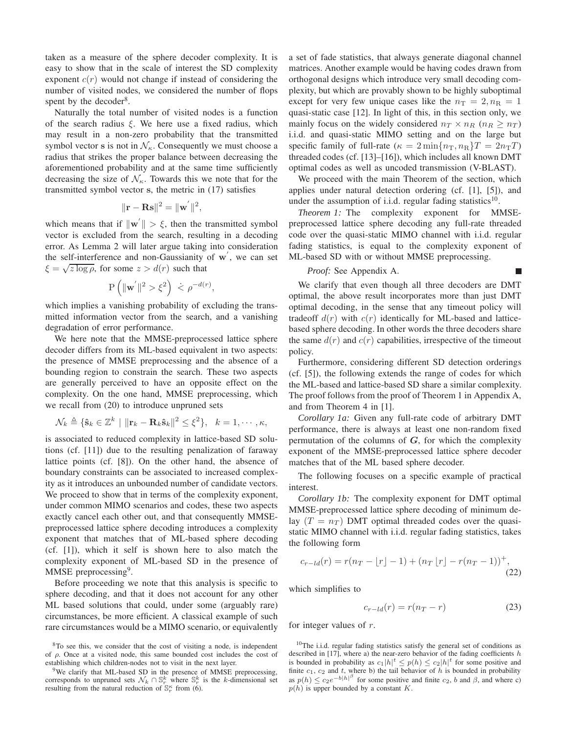taken as a measure of the sphere decoder complexity. It is easy to show that in the scale of interest the SD complexity exponent $c(r)$ would not change if instead of considering the number of visited nodes, we considered the number of flops spent by the decoder[8].

Naturally the total number of visited nodes is a function of the search radius $\xi$. We here use a fixed radius, which may result in a non-zero probability that the transmitted symbol vector $\mathbf{s}$ is not in $\mathcal{N}_\kappa$. Consequently we must choose a radius that strikes the proper balance between decreasing the aforementioned probability and at the same time sufficiently decreasing the size of $\mathcal{N}_\kappa$. Towards this we note that for the transmitted symbol vector $\mathbf{s}$, the metric in (17) satisfies

$$\|\mathbf{r} - \mathbf{R}\mathbf{s}\|^2 = \|\mathbf{w}^{'}\|^2,$$

which means that if $\|\mathbf{w}^{'}\| > \xi$, then the transmitted symbol vector is excluded from the search, resulting in a decoding error. As Lemma 2 will later argue taking into consideration the self-interference and non-Gaussianity of $\mathbf{w}^{'}$, we can set $\xi = \sqrt{z \log \rho}$, for some $z > d(r)$ such that

$$\mathrm{P}\left(\|\mathbf{w}^{'}\|^2 > \xi^2\right) \dot{<} \rho^{-d(r)},$$

which implies a vanishing probability of excluding the transmitted information vector from the search, and a vanishing degradation of error performance.

We here note that the MMSE-preprocessed lattice sphere decoder differs from its ML-based equivalent in two aspects: the presence of MMSE preprocessing and the absence of a bounding region to constrain the search. These two aspects are generally perceived to have an opposite effect on the complexity. On the one hand, MMSE preprocessing, which we recall from (20) to introduce unpruned sets

$$\mathcal{N}_k \triangleq \{\hat{\mathbf{s}}_k \in \mathbb{Z}^k \mid \|\mathbf{r}_k - \mathbf{R}_k\hat{\mathbf{s}}_k\|^2 \leq \xi^2\}, \quad k = 1, \cdots, \kappa,$$

is associated to reduced complexity in lattice-based SD solutions (cf. [11]) due to the resulting penalization of faraway lattice points (cf. [8]). On the other hand, the absence of boundary constraints can be associated to increased complexity as it introduces an unbounded number of candidate vectors. We proceed to show that in terms of the complexity exponent, under common MIMO scenarios and codes, these two aspects exactly cancel each other out, and that consequently MMSE-preprocessed lattice sphere decoding introduces a complexity exponent that matches that of ML-based sphere decoding (cf. [1]), which it self is shown here to also match the complexity exponent of ML-based SD in the presence of MMSE preprocessing[9].

Before proceeding we note that this analysis is specific to sphere decoding, and that it does not account for any other ML based solutions that could, under some (arguably rare) circumstances, be more efficient. A classical example of such rare circumstances would be a MIMO scenario, or equivalently a set of fade statistics, that always generate diagonal channel matrices. Another example would be having codes drawn from orthogonal designs which introduce very small decoding complexity, but which are provably shown to be highly suboptimal except for very few unique cases like the $n_{\mathrm{T}} = 2, n_{\mathrm{R}} = 1$ quasi-static case [12]. In light of this, in this section only, we mainly focus on the widely considered $n_T \times n_R$ ($n_R \geq n_T$) i.i.d. and quasi-static MIMO setting and on the large but specific family of full-rate ($\kappa = 2\min\{n_{\mathrm{T}}, n_{\mathrm{R}}\}T = 2n_{\mathrm{T}}T$) threaded codes (cf. [13]–[16]), which includes all known DMT optimal codes as well as uncoded transmission (V-BLAST).

We proceed with the main Theorem of the section, which applies under natural detection ordering (cf. [1], [5]), and under the assumption of i.i.d. regular fading statistics[10].

*Theorem 1:* The complexity exponent for MMSE-preprocessed lattice sphere decoding any full-rate threaded code over the quasi-static MIMO channel with i.i.d. regular fading statistics, is equal to the complexity exponent of ML-based SD with or without MMSE preprocessing.

*Proof:* See Appendix A. ■

We clarify that even though all three decoders are DMT optimal, the above result incorporates more than just DMT optimal decoding, in the sense that any timeout policy will tradeoff $d(r)$ with $c(r)$ identically for ML-based and lattice-based sphere decoding. In other words the three decoders share the same $d(r)$ and $c(r)$ capabilities, irrespective of the timeout policy.

Furthermore, considering different SD detection orderings (cf. [5]), the following extends the range of codes for which the ML-based and lattice-based SD share a similar complexity. The proof follows from the proof of Theorem 1 in Appendix A, and from Theorem 4 in [1].

*Corollary 1a:* Given any full-rate code of arbitrary DMT performance, there is always at least one non-random fixed permutation of the columns of $\boldsymbol{G}$, for which the complexity exponent of the MMSE-preprocessed lattice sphere decoder matches that of the ML based sphere decoder.

The following focuses on a specific example of practical interest.

*Corollary 1b:* The complexity exponent for DMT optimal MMSE-preprocessed lattice sphere decoding of minimum delay ($T = n_T$) DMT optimal threaded codes over the quasi-static MIMO channel with i.i.d. regular fading statistics, takes the following form

$$c_{r-ld}(r) = r(n_T - \lfloor r \rfloor - 1) + (n_T \lfloor r \rfloor - r(n_T - 1))^+, \tag{22}$$

which simplifies to

$$c_{r-ld}(r) = r(n_T - r) \tag{23}$$

for integer values of $r$.

---

[8] To see this, we consider that the cost of visiting a node, is independent of $\rho$. Once at a visited node, this same bounded cost includes the cost of establishing which children-nodes not to visit in the next layer.

[9] We clarify that ML-based SD in the presence of MMSE preprocessing, corresponds to unpruned sets $\mathcal{N}_k \cap \mathbb{S}_r^k$ where $\mathbb{S}_r^k$ is the $k$-dimensional set resulting from the natural reduction of $\mathbb{S}_r^\kappa$ from (6).

[10] The i.i.d. regular fading statistics satisfy the general set of conditions as described in [17], where a) the near-zero behavior of the fading coefficients $h$ is bounded in probability as $c_1|h|^t \leq p(h) \leq c_2|h|^t$ for some positive and finite $c_1$, $c_2$ and $t$, where b) the tail behavior of $h$ is bounded in probability as $p(h) \leq c_2 e^{-b|h|^\beta}$ for some positive and finite $c_2$, $b$ and $\beta$, and where c) $p(h)$ is upper bounded by a constant $K$.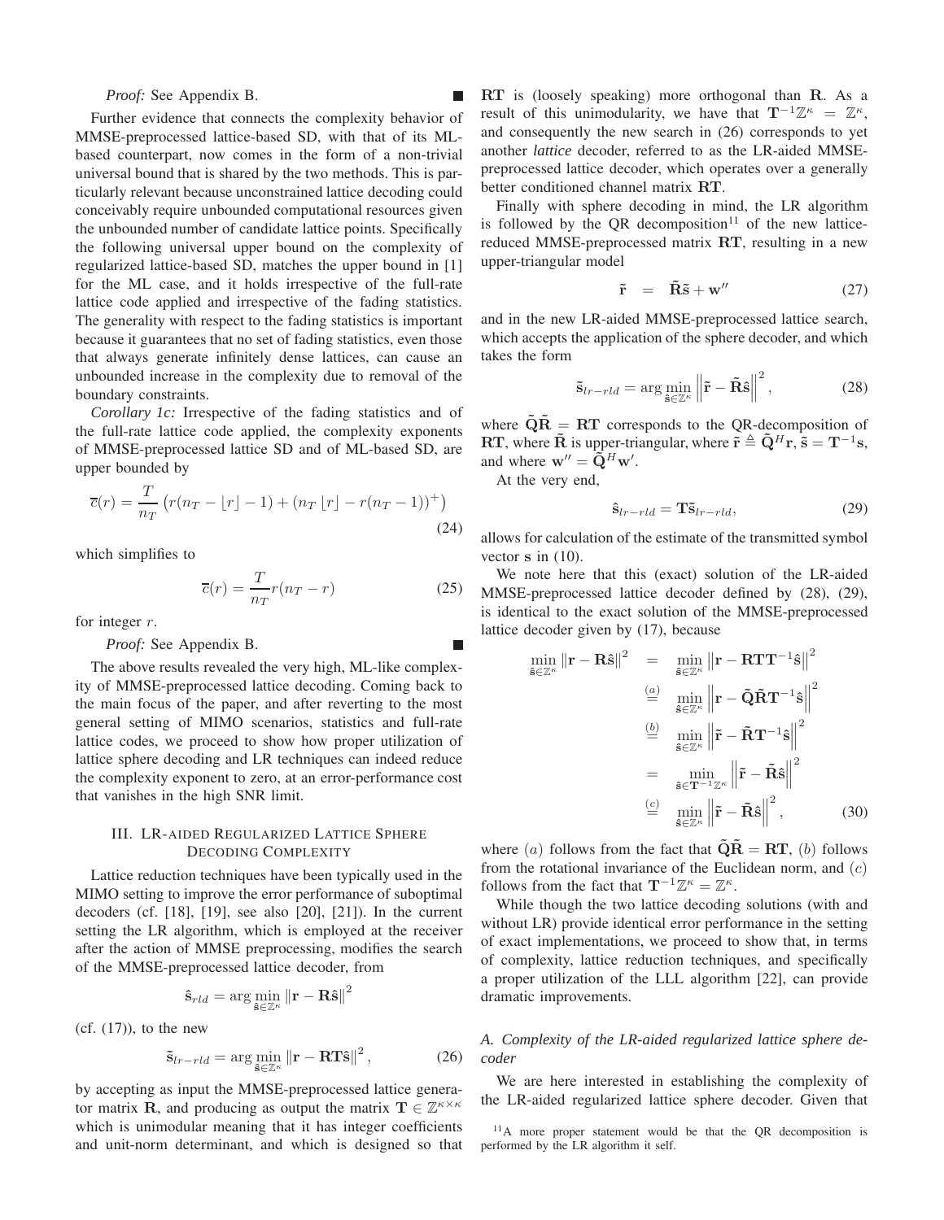*Proof:* See Appendix B. ■

Further evidence that connects the complexity behavior of MMSE-preprocessed lattice-based SD, with that of its ML-based counterpart, now comes in the form of a non-trivial universal bound that is shared by the two methods. This is particularly relevant because unconstrained lattice decoding could conceivably require unbounded computational resources given the unbounded number of candidate lattice points. Specifically the following universal upper bound on the complexity of regularized lattice-based SD, matches the upper bound in [1] for the ML case, and it holds irrespective of the full-rate lattice code applied and irrespective of the fading statistics. The generality with respect to the fading statistics is important because it guarantees that no set of fading statistics, even those that always generate infinitely dense lattices, can cause an unbounded increase in the complexity due to removal of the boundary constraints.

*Corollary 1c:* Irrespective of the fading statistics and of the full-rate lattice code applied, the complexity exponents of MMSE-preprocessed lattice SD and of ML-based SD, are upper bounded by

$$\overline{c}(r) = \frac{T}{n_T}\left(r(n_T - \lfloor r \rfloor - 1) + (n_T \lfloor r \rfloor - r(n_T - 1))^+\right) \tag{24}$$

which simplifies to

$$\overline{c}(r) = \frac{T}{n_T} r(n_T - r) \tag{25}$$

for integer $r$.

*Proof:* See Appendix B. ■

The above results revealed the very high, ML-like complexity of MMSE-preprocessed lattice decoding. Coming back to the main focus of the paper, and after reverting to the most general setting of MIMO scenarios, statistics and full-rate lattice codes, we proceed to show how proper utilization of lattice sphere decoding and LR techniques can indeed reduce the complexity exponent to zero, at an error-performance cost that vanishes in the high SNR limit.

## III. LR-aided Regularized Lattice Sphere Decoding Complexity

Lattice reduction techniques have been typically used in the MIMO setting to improve the error performance of suboptimal decoders (cf. [18], [19], see also [20], [21]). In the current setting the LR algorithm, which is employed at the receiver after the action of MMSE preprocessing, modifies the search of the MMSE-preprocessed lattice decoder, from

$$\hat{\mathbf{s}}_{rld} = \arg\min_{\hat{\mathbf{s}} \in \mathbb{Z}^\kappa} \|\mathbf{r} - \mathbf{R}\hat{\mathbf{s}}\|^2$$

(cf. (17)), to the new

$$\tilde{\mathbf{s}}_{lr-rld} = \arg\min_{\hat{\mathbf{s}} \in \mathbb{Z}^\kappa} \|\mathbf{r} - \mathbf{RT}\hat{\mathbf{s}}\|^2, \tag{26}$$

by accepting as input the MMSE-preprocessed lattice generator matrix $\mathbf{R}$, and producing as output the matrix $\mathbf{T} \in \mathbb{Z}^{\kappa \times \kappa}$ which is unimodular meaning that it has integer coefficients and unit-norm determinant, and which is designed so that $\mathbf{RT}$ is (loosely speaking) more orthogonal than $\mathbf{R}$. As a result of this unimodularity, we have that $\mathbf{T}^{-1}\mathbb{Z}^\kappa = \mathbb{Z}^\kappa$, and consequently the new search in (26) corresponds to yet another *lattice* decoder, referred to as the LR-aided MMSE-preprocessed lattice decoder, which operates over a generally better conditioned channel matrix $\mathbf{RT}$.

Finally with sphere decoding in mind, the LR algorithm is followed by the QR decomposition[11] of the new lattice-reduced MMSE-preprocessed matrix $\mathbf{RT}$, resulting in a new upper-triangular model

$$\tilde{\mathbf{r}} \;\; = \;\; \tilde{\mathbf{R}}\tilde{\mathbf{s}} + \mathbf{w}'' \tag{27}$$

and in the new LR-aided MMSE-preprocessed lattice search, which accepts the application of the sphere decoder, and which takes the form

$$\tilde{\mathbf{s}}_{lr-rld} = \arg\min_{\hat{\mathbf{s}} \in \mathbb{Z}^\kappa} \left\|\tilde{\mathbf{r}} - \tilde{\mathbf{R}}\hat{\mathbf{s}}\right\|^2, \tag{28}$$

where $\tilde{\mathbf{Q}}\tilde{\mathbf{R}} = \mathbf{RT}$ corresponds to the QR-decomposition of $\mathbf{RT}$, where $\tilde{\mathbf{R}}$ is upper-triangular, where $\tilde{\mathbf{r}} \triangleq \tilde{\mathbf{Q}}^H\mathbf{r}$, $\tilde{\mathbf{s}} = \mathbf{T}^{-1}\mathbf{s}$, and where $\mathbf{w}'' = \tilde{\mathbf{Q}}^H\mathbf{w}'$.

At the very end,

$$\hat{\mathbf{s}}_{lr-rld} = \mathbf{T}\tilde{\mathbf{s}}_{lr-rld}, \tag{29}$$

allows for calculation of the estimate of the transmitted symbol vector $\mathbf{s}$ in (10).

We note here that this (exact) solution of the LR-aided MMSE-preprocessed lattice decoder defined by (28), (29), is identical to the exact solution of the MMSE-preprocessed lattice decoder given by (17), because

$$\begin{aligned}
\min_{\hat{\mathbf{s}} \in \mathbb{Z}^\kappa} \|\mathbf{r} - \mathbf{R}\hat{\mathbf{s}}\|^2 \;\; &= \;\; \min_{\hat{\mathbf{s}} \in \mathbb{Z}^\kappa} \left\|\mathbf{r} - \mathbf{RTT}^{-1}\hat{\mathbf{s}}\right\|^2 \\
&\overset{(a)}{=} \;\; \min_{\hat{\mathbf{s}} \in \mathbb{Z}^\kappa} \left\|\mathbf{r} - \tilde{\mathbf{Q}}\tilde{\mathbf{R}}\mathbf{T}^{-1}\hat{\mathbf{s}}\right\|^2 \\
&\overset{(b)}{=} \;\; \min_{\hat{\mathbf{s}} \in \mathbb{Z}^\kappa} \left\|\tilde{\mathbf{r}} - \tilde{\mathbf{R}}\mathbf{T}^{-1}\hat{\mathbf{s}}\right\|^2 \\
&= \;\; \min_{\hat{\mathbf{s}} \in \mathbf{T}^{-1}\mathbb{Z}^\kappa} \left\|\tilde{\mathbf{r}} - \tilde{\mathbf{R}}\hat{\mathbf{s}}\right\|^2 \\
&\overset{(c)}{=} \;\; \min_{\hat{\mathbf{s}} \in \mathbb{Z}^\kappa} \left\|\tilde{\mathbf{r}} - \tilde{\mathbf{R}}\hat{\mathbf{s}}\right\|^2,
\end{aligned} \tag{30}$$

where $(a)$ follows from the fact that $\tilde{\mathbf{Q}}\tilde{\mathbf{R}} = \mathbf{RT}$, $(b)$ follows from the rotational invariance of the Euclidean norm, and $(c)$ follows from the fact that $\mathbf{T}^{-1}\mathbb{Z}^\kappa = \mathbb{Z}^\kappa$.

While though the two lattice decoding solutions (with and without LR) provide identical error performance in the setting of exact implementations, we proceed to show that, in terms of complexity, lattice reduction techniques, and specifically a proper utilization of the LLL algorithm [22], can provide dramatic improvements.

### A. Complexity of the LR-aided regularized lattice sphere decoder

We are here interested in establishing the complexity of the LR-aided regularized lattice sphere decoder. Given that

[11] A more proper statement would be that the QR decomposition is performed by the LR algorithm it self.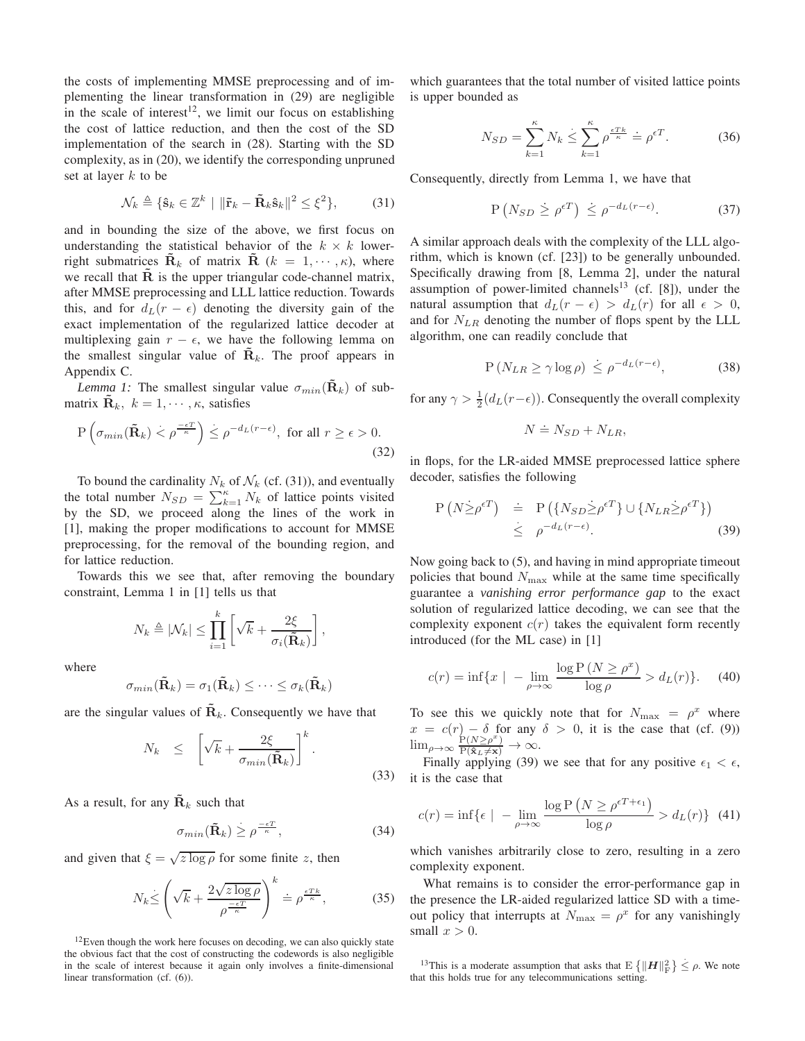the costs of implementing MMSE preprocessing and of implementing the linear transformation in (29) are negligible in the scale of interest[12], we limit our focus on establishing the cost of lattice reduction, and then the cost of the SD implementation of the search in (28). Starting with the SD complexity, as in (20), we identify the corresponding unpruned set at layer $k$ to be

$$\mathcal{N}_k \triangleq \{\hat{\mathbf{s}}_k \in \mathbb{Z}^k \mid \|\tilde{\mathbf{r}}_k - \tilde{\mathbf{R}}_k \hat{\mathbf{s}}_k\|^2 \leq \xi^2\}, \tag{31}$$

and in bounding the size of the above, we first focus on understanding the statistical behavior of the $k \times k$ lower-right submatrices $\tilde{\mathbf{R}}_k$ of matrix $\tilde{\mathbf{R}}$ ($k = 1, \cdots, \kappa$), where we recall that $\tilde{\mathbf{R}}$ is the upper triangular code-channel matrix, after MMSE preprocessing and LLL lattice reduction. Towards this, and for $d_L(r-\epsilon)$ denoting the diversity gain of the exact implementation of the regularized lattice decoder at multiplexing gain $r - \epsilon$, we have the following lemma on the smallest singular value of $\tilde{\mathbf{R}}_k$. The proof appears in Appendix C.

*Lemma 1:* The smallest singular value $\sigma_{min}(\tilde{\mathbf{R}}_k)$ of submatrix $\tilde{\mathbf{R}}_k,\ k = 1, \cdots, \kappa$, satisfies

$$\mathrm{P}\left(\sigma_{min}(\tilde{\mathbf{R}}_k) \dot{<} \rho^{\frac{-\epsilon T}{\kappa}}\right) \dot{\leq} \rho^{-d_L(r-\epsilon)}, \text{ for all } r \geq \epsilon > 0. \tag{32}$$

To bound the cardinality $N_k$ of $\mathcal{N}_k$ (cf. (31)), and eventually the total number $N_{SD} = \sum_{k=1}^{\kappa} N_k$ of lattice points visited by the SD, we proceed along the lines of the work in [1], making the proper modifications to account for MMSE preprocessing, for the removal of the bounding region, and for lattice reduction.

Towards this we see that, after removing the boundary constraint, Lemma 1 in [1] tells us that

$$N_k \triangleq |\mathcal{N}_k| \leq \prod_{i=1}^{k} \left[\sqrt{k} + \frac{2\xi}{\sigma_i(\tilde{\mathbf{R}}_k)}\right],$$

where

$$\sigma_{min}(\tilde{\mathbf{R}}_k) = \sigma_1(\tilde{\mathbf{R}}_k) \leq \cdots \leq \sigma_k(\tilde{\mathbf{R}}_k)$$

are the singular values of $\tilde{\mathbf{R}}_k$. Consequently we have that

$$N_k \leq \left[\sqrt{k} + \frac{2\xi}{\sigma_{min}(\tilde{\mathbf{R}}_k)}\right]^k. \tag{33}$$

As a result, for any $\tilde{\mathbf{R}}_k$ such that

$$\sigma_{min}(\tilde{\mathbf{R}}_k) \dot{\geq} \rho^{\frac{-\epsilon T}{\kappa}}, \tag{34}$$

and given that $\xi = \sqrt{z \log \rho}$ for some finite $z$, then

$$N_k \dot{\leq} \left(\sqrt{k} + \frac{2\sqrt{z \log \rho}}{\rho^{\frac{-\epsilon T}{\kappa}}}\right)^k \doteq \rho^{\frac{\epsilon T k}{\kappa}}, \tag{35}$$

which guarantees that the total number of visited lattice points is upper bounded as

$$N_{SD} = \sum_{k=1}^{\kappa} N_k \dot{\leq} \sum_{k=1}^{\kappa} \rho^{\frac{\epsilon T k}{\kappa}} \doteq \rho^{\epsilon T}. \tag{36}$$

Consequently, directly from Lemma 1, we have that

$$\mathrm{P}\left(N_{SD} \dot{\geq} \rho^{\epsilon T}\right) \dot{\leq} \rho^{-d_L(r-\epsilon)}. \tag{37}$$

A similar approach deals with the complexity of the LLL algorithm, which is known (cf. [23]) to be generally unbounded. Specifically drawing from [8, Lemma 2], under the natural assumption of power-limited channels[13] (cf. [8]), under the natural assumption that $d_L(r-\epsilon) > d_L(r)$ for all $\epsilon > 0$, and for $N_{LR}$ denoting the number of flops spent by the LLL algorithm, one can readily conclude that

$$\mathrm{P}\left(N_{LR} \geq \gamma \log \rho\right) \dot{\leq} \rho^{-d_L(r-\epsilon)}, \tag{38}$$

for any $\gamma > \frac{1}{2}(d_L(r-\epsilon))$. Consequently the overall complexity

$$N \doteq N_{SD} + N_{LR},$$

in flops, for the LR-aided MMSE preprocessed lattice sphere decoder, satisfies the following

$$\begin{aligned} \mathrm{P}\left(N \dot{\geq} \rho^{\epsilon T}\right) &\doteq \mathrm{P}\left(\{N_{SD} \dot{\geq} \rho^{\epsilon T}\} \cup \{N_{LR} \dot{\geq} \rho^{\epsilon T}\}\right) \\ &\dot{\leq} \rho^{-d_L(r-\epsilon)}. \end{aligned} \tag{39}$$

Now going back to (5), and having in mind appropriate timeout policies that bound $N_{\max}$ while at the same time specifically guarantee a *vanishing error performance gap* to the exact solution of regularized lattice decoding, we can see that the complexity exponent $c(r)$ takes the equivalent form recently introduced (for the ML case) in [1]

$$c(r) = \inf\{x \mid -\lim_{\rho \to \infty} \frac{\log \mathrm{P}\left(N \geq \rho^x\right)}{\log \rho} > d_L(r)\}. \tag{40}$$

To see this we quickly note that for $N_{\max} = \rho^x$ where $x = c(r) - \delta$ for any $\delta > 0$, it is the case that (cf. (9)) $\lim_{\rho \to \infty} \frac{\mathrm{P}(N \geq \rho^x)}{\mathrm{P}(\hat{\mathbf{x}}_L \neq \mathbf{x})} \to \infty$.

Finally applying (39) we see that for any positive $\epsilon_1 < \epsilon$, it is the case that

$$c(r) = \inf\{\epsilon \mid -\lim_{\rho \to \infty} \frac{\log \mathrm{P}\left(N \geq \rho^{\epsilon T + \epsilon_1}\right)}{\log \rho} > d_L(r)\} \tag{41}$$

which vanishes arbitrarily close to zero, resulting in a zero complexity exponent.

What remains is to consider the error-performance gap in the presence the LR-aided regularized lattice SD with a time-out policy that interrupts at $N_{\max} = \rho^x$ for any vanishingly small $x > 0$.

[12] Even though the work here focuses on decoding, we can also quickly state the obvious fact that the cost of constructing the codewords is also negligible in the scale of interest because it again only involves a finite-dimensional linear transformation (cf. (6)).

[13] This is a moderate assumption that asks that $\mathrm{E}\left\{\|\boldsymbol{H}\|_{\mathrm{F}}^2\right\} \dot{\leq} \rho$. We note that this holds true for any telecommunications setting.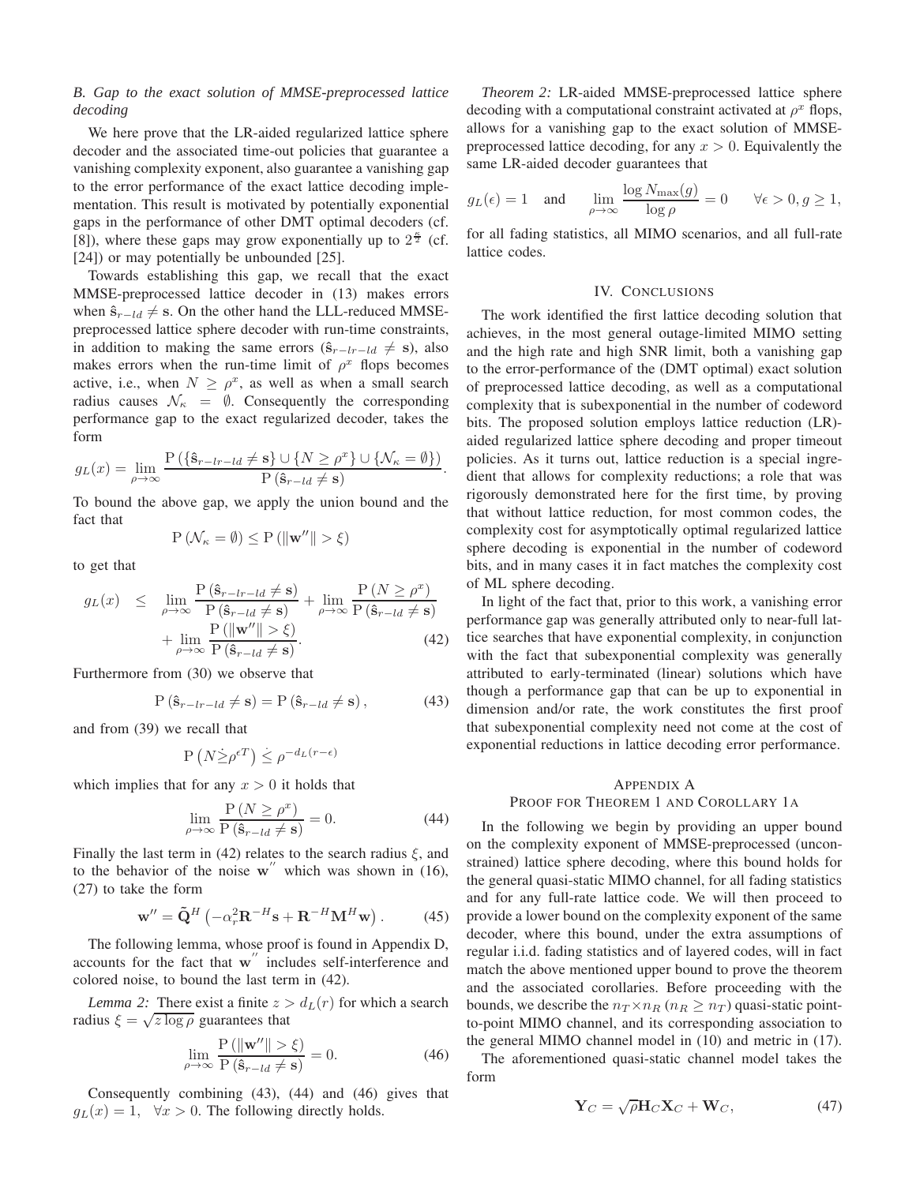### B. Gap to the exact solution of MMSE-preprocessed lattice decoding

We here prove that the LR-aided regularized lattice sphere decoder and the associated time-out policies that guarantee a vanishing complexity exponent, also guarantee a vanishing gap to the error performance of the exact lattice decoding implementation. This result is motivated by potentially exponential gaps in the performance of other DMT optimal decoders (cf. [8]), where these gaps may grow exponentially up to $2^{\frac{\kappa}{2}}$ (cf. [24]) or may potentially be unbounded [25].

Towards establishing this gap, we recall that the exact MMSE-preprocessed lattice decoder in (13) makes errors when $\hat{\mathbf{s}}_{r-ld} \neq \mathbf{s}$. On the other hand the LLL-reduced MMSE-preprocessed lattice sphere decoder with run-time constraints, in addition to making the same errors ($\hat{\mathbf{s}}_{r-lr-ld} \neq \mathbf{s}$), also makes errors when the run-time limit of $\rho^x$ flops becomes active, i.e., when $N \geq \rho^x$, as well as when a small search radius causes $\mathcal{N}_\kappa = \emptyset$. Consequently the corresponding performance gap to the exact regularized decoder, takes the form

$$g_L(x) = \lim_{\rho\to\infty} \frac{\mathrm{P}\left(\{\hat{\mathbf{s}}_{r-lr-ld} \neq \mathbf{s}\} \cup \{N \geq \rho^x\} \cup \{\mathcal{N}_\kappa = \emptyset\}\right)}{\mathrm{P}\left(\hat{\mathbf{s}}_{r-ld} \neq \mathbf{s}\right)}.$$

To bound the above gap, we apply the union bound and the fact that

$$\mathrm{P}\left(\mathcal{N}_\kappa = \emptyset\right) \leq \mathrm{P}\left(\|\mathbf{w}''\| > \xi\right)$$

to get that

$$\begin{aligned} g_L(x) \quad &\leq \quad \lim_{\rho\to\infty} \frac{\mathrm{P}\left(\hat{\mathbf{s}}_{r-lr-ld} \neq \mathbf{s}\right)}{\mathrm{P}\left(\hat{\mathbf{s}}_{r-ld} \neq \mathbf{s}\right)} + \lim_{\rho\to\infty} \frac{\mathrm{P}\left(N \geq \rho^x\right)}{\mathrm{P}\left(\hat{\mathbf{s}}_{r-ld} \neq \mathbf{s}\right)} \\ &\quad + \lim_{\rho\to\infty} \frac{\mathrm{P}\left(\|\mathbf{w}''\| > \xi\right)}{\mathrm{P}\left(\hat{\mathbf{s}}_{r-ld} \neq \mathbf{s}\right)}. \end{aligned} \tag{42}$$

Furthermore from (30) we observe that

$$\mathrm{P}\left(\hat{\mathbf{s}}_{r-lr-ld} \neq \mathbf{s}\right) = \mathrm{P}\left(\hat{\mathbf{s}}_{r-ld} \neq \mathbf{s}\right), \tag{43}$$

and from (39) we recall that

$$\mathrm{P}\left(N \dot{\geq} \rho^{\epsilon T}\right) \dot{\leq} \rho^{-d_L(r-\epsilon)}$$

which implies that for any $x > 0$ it holds that

$$\lim_{\rho\to\infty} \frac{\mathrm{P}\left(N \geq \rho^x\right)}{\mathrm{P}\left(\hat{\mathbf{s}}_{r-ld} \neq \mathbf{s}\right)} = 0. \tag{44}$$

Finally the last term in (42) relates to the search radius $\xi$, and to the behavior of the noise $\mathbf{w}''$ which was shown in (16), (27) to take the form

$$\mathbf{w}'' = \tilde{\mathbf{Q}}^H\left(-\alpha_r^2 \mathbf{R}^{-H}\mathbf{s} + \mathbf{R}^{-H}\mathbf{M}^H\mathbf{w}\right). \tag{45}$$

The following lemma, whose proof is found in Appendix D, accounts for the fact that $\mathbf{w}''$ includes self-interference and colored noise, to bound the last term in (42).

*Lemma 2:* There exist a finite $z > d_L(r)$ for which a search radius $\xi = \sqrt{z \log \rho}$ guarantees that

$$\lim_{\rho\to\infty} \frac{\mathrm{P}\left(\|\mathbf{w}''\| > \xi\right)}{\mathrm{P}\left(\hat{\mathbf{s}}_{r-ld} \neq \mathbf{s}\right)} = 0. \tag{46}$$

Consequently combining (43), (44) and (46) gives that $g_L(x) = 1, \quad \forall x > 0$. The following directly holds.

*Theorem 2:* LR-aided MMSE-preprocessed lattice sphere decoding with a computational constraint activated at $\rho^x$ flops, allows for a vanishing gap to the exact solution of MMSE-preprocessed lattice decoding, for any $x > 0$. Equivalently the same LR-aided decoder guarantees that

$$g_L(\epsilon) = 1 \quad \text{and} \quad \lim_{\rho\to\infty} \frac{\log N_{\max}(g)}{\log \rho} = 0 \qquad \forall \epsilon > 0, g \geq 1,$$

for all fading statistics, all MIMO scenarios, and all full-rate lattice codes.

## IV. Conclusions

The work identified the first lattice decoding solution that achieves, in the most general outage-limited MIMO setting and the high rate and high SNR limit, both a vanishing gap to the error-performance of the (DMT optimal) exact solution of preprocessed lattice decoding, as well as a computational complexity that is subexponential in the number of codeword bits. The proposed solution employs lattice reduction (LR)-aided regularized lattice sphere decoding and proper timeout policies. As it turns out, lattice reduction is a special ingredient that allows for complexity reductions; a role that was rigorously demonstrated here for the first time, by proving that without lattice reduction, for most common codes, the complexity cost for asymptotically optimal regularized lattice sphere decoding is exponential in the number of codeword bits, and in many cases it in fact matches the complexity cost of ML sphere decoding.

In light of the fact that, prior to this work, a vanishing error performance gap was generally attributed only to near-full lattice searches that have exponential complexity, in conjunction with the fact that subexponential complexity was generally attributed to early-terminated (linear) solutions which have though a performance gap that can be up to exponential in dimension and/or rate, the work constitutes the first proof that subexponential complexity need not come at the cost of exponential reductions in lattice decoding error performance.

## Appendix A
## Proof for Theorem 1 and Corollary 1a

In the following we begin by providing an upper bound on the complexity exponent of MMSE-preprocessed (unconstrained) lattice sphere decoding, where this bound holds for the general quasi-static MIMO channel, for all fading statistics and for any full-rate lattice code. We will then proceed to provide a lower bound on the complexity exponent of the same decoder, where this bound, under the extra assumptions of regular i.i.d. fading statistics and of layered codes, will in fact match the above mentioned upper bound to prove the theorem and the associated corollaries. Before proceeding with the bounds, we describe the $n_T \times n_R$ ($n_R \geq n_T$) quasi-static point-to-point MIMO channel, and its corresponding association to the general MIMO channel model in (10) and metric in (17).

The aforementioned quasi-static channel model takes the form

$$\mathbf{Y}_C = \sqrt{\rho}\mathbf{H}_C\mathbf{X}_C + \mathbf{W}_C, \tag{47}$$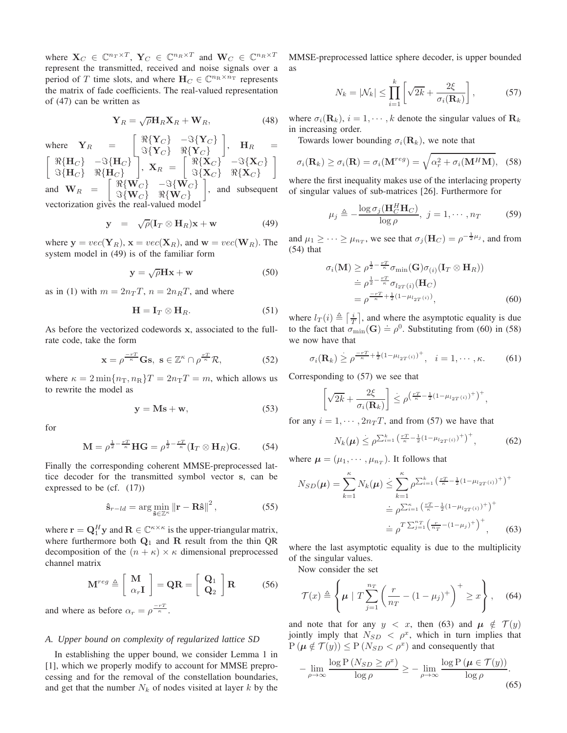where $\mathbf{X}_C \in \mathbb{C}^{n_T \times T}$, $\mathbf{Y}_C \in \mathbb{C}^{n_R \times T}$ and $\mathbf{W}_C \in \mathbb{C}^{n_R \times T}$ represent the transmitted, received and noise signals over a period of $T$ time slots, and where $\mathbf{H}_C \in \mathbb{C}^{n_R \times n_T}$ represents the matrix of fade coefficients. The real-valued representation of (47) can be written as

$$\mathbf{Y}_R = \sqrt{\rho}\mathbf{H}_R\mathbf{X}_R + \mathbf{W}_R, \tag{48}$$

where $\mathbf{Y}_R = \begin{bmatrix} \Re\{\mathbf{Y}_C\} & -\Im\{\mathbf{Y}_C\} \\ \Im\{\mathbf{Y}_C\} & \Re\{\mathbf{Y}_C\} \end{bmatrix}$, $\mathbf{H}_R = \begin{bmatrix} \Re\{\mathbf{H}_C\} & -\Im\{\mathbf{H}_C\} \\ \Im\{\mathbf{H}_C\} & \Re\{\mathbf{H}_C\} \end{bmatrix}$, $\mathbf{X}_R = \begin{bmatrix} \Re\{\mathbf{X}_C\} & -\Im\{\mathbf{X}_C\} \\ \Im\{\mathbf{X}_C\} & \Re\{\mathbf{X}_C\} \end{bmatrix}$ and $\mathbf{W}_R = \begin{bmatrix} \Re\{\mathbf{W}_C\} & -\Im\{\mathbf{W}_C\} \\ \Im\{\mathbf{W}_C\} & \Re\{\mathbf{W}_C\} \end{bmatrix}$, and subsequent vectorization gives the real-valued model

$$\mathbf{y} = \sqrt{\rho}(\mathbf{I}_T \otimes \mathbf{H}_R)\mathbf{x} + \mathbf{w} \tag{49}$$

where $\mathbf{y} = vec(\mathbf{Y}_R)$, $\mathbf{x} = vec(\mathbf{X}_R)$, and $\mathbf{w} = vec(\mathbf{W}_R)$. The system model in (49) is of the familiar form

$$\mathbf{y} = \sqrt{\rho}\mathbf{H}\mathbf{x} + \mathbf{w} \tag{50}$$

as in (1) with $m = 2n_T T$, $n = 2n_R T$, and where

$$\mathbf{H} = \mathbf{I}_T \otimes \mathbf{H}_R. \tag{51}$$

As before the vectorized codewords $\mathbf{x}$, associated to the full-rate code, take the form

$$\mathbf{x} = \rho^{\frac{-rT}{\kappa}}\mathbf{G}\mathbf{s}, \ \mathbf{s} \in \mathbb{Z}^{\kappa} \cap \rho^{\frac{rT}{\kappa}}\mathcal{R}, \tag{52}$$

where $\kappa = 2\min\{n_T, n_R\}T = 2n_T T = m$, which allows us to rewrite the model as

$$\mathbf{y} = \mathbf{M}\mathbf{s} + \mathbf{w}, \tag{53}$$

for

$$\mathbf{M} = \rho^{\frac{1}{2}-\frac{rT}{\kappa}}\mathbf{H}\mathbf{G} = \rho^{\frac{1}{2}-\frac{rT}{\kappa}}(\mathbf{I}_T \otimes \mathbf{H}_R)\mathbf{G}. \tag{54}$$

Finally the corresponding coherent MMSE-preprocessed lattice decoder for the transmitted symbol vector $\mathbf{s}$, can be expressed to be (cf. (17))

$$\hat{\mathbf{s}}_{r-ld} = \arg\min_{\hat{\mathbf{s}} \in \mathbb{Z}^{\kappa}} \left\|\mathbf{r} - \mathbf{R}\hat{\mathbf{s}}\right\|^2, \tag{55}$$

where $\mathbf{r} = \mathbf{Q}_1^H\mathbf{y}$ and $\mathbf{R} \in \mathbb{C}^{\kappa \times \kappa}$ is the upper-triangular matrix, where furthermore both $\mathbf{Q}_1$ and $\mathbf{R}$ result from the thin QR decomposition of the $(n+\kappa) \times \kappa$ dimensional preprocessed channel matrix

$$\mathbf{M}^{reg} \triangleq \begin{bmatrix} \mathbf{M} \\ \alpha_r\mathbf{I} \end{bmatrix} = \mathbf{Q}\mathbf{R} = \begin{bmatrix} \mathbf{Q}_1 \\ \mathbf{Q}_2 \end{bmatrix}\mathbf{R} \tag{56}$$

and where as before $\alpha_r = \rho^{\frac{-rT}{\kappa}}$.

### *A. Upper bound on complexity of regularized lattice SD*

In establishing the upper bound, we consider Lemma 1 in [1], which we properly modify to account for MMSE preprocessing and for the removal of the constellation boundaries, and get that the number $N_k$ of nodes visited at layer $k$ by the MMSE-preprocessed lattice sphere decoder, is upper bounded as

$$N_k = |\mathcal{N}_k| \leq \prod_{i=1}^{k}\left\lceil \sqrt{2k} + \frac{2\xi}{\sigma_i(\mathbf{R}_k)} \right\rceil, \tag{57}$$

where $\sigma_i(\mathbf{R}_k)$, $i = 1, \cdots, k$ denote the singular values of $\mathbf{R}_k$ in increasing order.

Towards lower bounding $\sigma_i(\mathbf{R}_k)$, we note that

$$\sigma_i(\mathbf{R}_k) \geq \sigma_i(\mathbf{R}) = \sigma_i(\mathbf{M}^{reg}) = \sqrt{\alpha_r^2 + \sigma_i(\mathbf{M}^H\mathbf{M})}, \tag{58}$$

where the first inequality makes use of the interlacing property of singular values of sub-matrices [26]. Furthermore for

$$\mu_j \triangleq -\frac{\log\sigma_j(\mathbf{H}_C^H\mathbf{H}_C)}{\log\rho}, \ j = 1, \cdots, n_T \tag{59}$$

and $\mu_1 \geq \cdots \geq \mu_{n_T}$, we see that $\sigma_j(\mathbf{H}_C) = \rho^{-\frac{1}{2}\mu_j}$, and from (54) that

$$\begin{aligned}
\sigma_i(\mathbf{M}) &\geq \rho^{\frac{1}{2}-\frac{rT}{\kappa}}\sigma_{\min}(\mathbf{G})\sigma_{(i)}(\mathbf{I}_T \otimes \mathbf{H}_R)) \\
&\doteq \rho^{\frac{1}{2}-\frac{rT}{\kappa}}\sigma_{l_{2T}(i)}(\mathbf{H}_C) \\
&= \rho^{\frac{-rT}{\kappa}+\frac{1}{2}(1-\mu_{l_{2T}(i)})},
\end{aligned} \tag{60}$$

where $l_T(i) \triangleq \left\lceil \frac{i}{T} \right\rceil$, and where the asymptotic equality is due to the fact that $\sigma_{\min}(\mathbf{G}) \doteq \rho^0$. Substituting from (60) in (58) we now have that

$$\sigma_i(\mathbf{R}_k) \dot{\geq} \rho^{\frac{-rT}{\kappa}+\frac{1}{2}(1-\mu_{l_{2T}(i)})^+}, \quad i = 1, \cdots, \kappa. \tag{61}$$

Corresponding to (57) we see that

$$\left\lceil \sqrt{2k} + \frac{2\xi}{\sigma_i(\mathbf{R}_k)} \right\rceil \dot{\leq} \rho^{\left(\frac{rT}{\kappa}-\frac{1}{2}(1-\mu_{l_{2T}(i)})^+\right)^+},$$

for any $i = 1, \cdots, 2n_T T$, and from (57) we have that

$$N_k(\boldsymbol{\mu}) \dot{\leq} \rho^{\sum_{i=1}^{k}\left(\frac{rT}{\kappa}-\frac{1}{2}(1-\mu_{l_{2T}(i)})^+\right)^+}, \tag{62}$$

where $\boldsymbol{\mu} = (\mu_1, \cdots, \mu_{n_T})$. It follows that

$$\begin{aligned}
N_{SD}(\boldsymbol{\mu}) = \sum_{k=1}^{\kappa} N_k(\boldsymbol{\mu}) &\dot{\leq} \sum_{k=1}^{\kappa}\rho^{\sum_{i=1}^{k}\left(\frac{rT}{\kappa}-\frac{1}{2}(1-\mu_{l_{2T}(i)})^+\right)^+} \\
&\doteq \rho^{\sum_{i=1}^{\kappa}\left(\frac{rT}{\kappa}-\frac{1}{2}(1-\mu_{l_{2T}(i)})^+\right)^+} \\
&\doteq \rho^{T\sum_{j=1}^{n_T}\left(\frac{r}{n_T}-(1-\mu_j)^+\right)^+},
\end{aligned} \tag{63}$$

where the last asymptotic equality is due to the multiplicity of the singular values.

Now consider the set

$$\mathcal{T}(x) \triangleq \left\{\boldsymbol{\mu} \mid T\sum_{j=1}^{n_T}\left(\frac{r}{n_T}-(1-\mu_j)^+\right)^+ \geq x\right\}, \tag{64}$$

and note that for any $y < x$, then (63) and $\boldsymbol{\mu} \notin \mathcal{T}(y)$ jointly imply that $N_{SD} < \rho^x$, which in turn implies that $\mathrm{P}(\boldsymbol{\mu} \notin \mathcal{T}(y)) \leq \mathrm{P}(N_{SD} < \rho^x)$ and consequently that

$$-\lim_{\rho\to\infty}\frac{\log\mathrm{P}(N_{SD} \geq \rho^x)}{\log\rho} \geq -\lim_{\rho\to\infty}\frac{\log\mathrm{P}(\boldsymbol{\mu} \in \mathcal{T}(y))}{\log\rho}. \tag{65}$$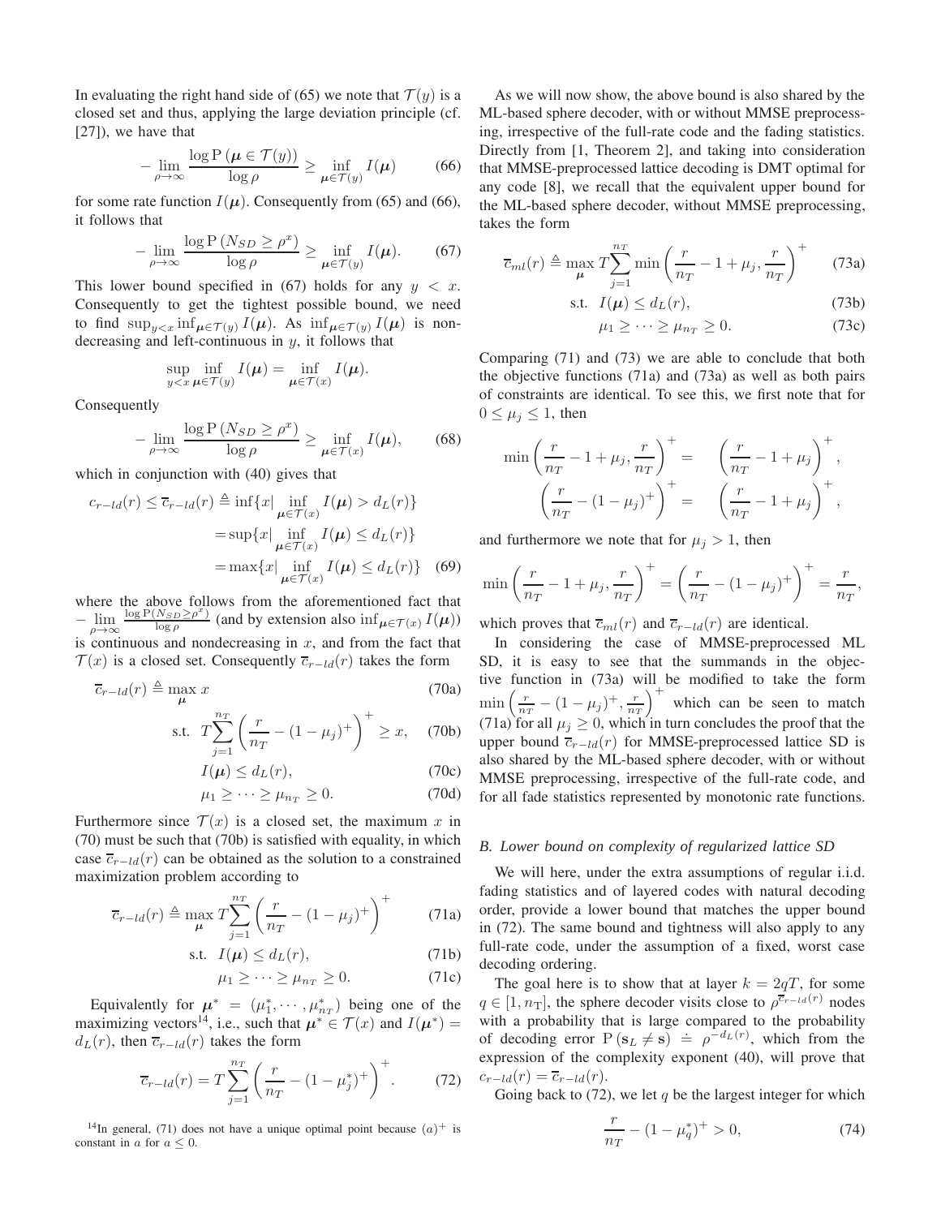In evaluating the right hand side of (65) we note that $\mathcal{T}(y)$ is a closed set and thus, applying the large deviation principle (cf. [27]), we have that

$$-\lim_{\rho\to\infty}\frac{\log \mathrm{P}\left(\boldsymbol{\mu}\in\mathcal{T}(y)\right)}{\log\rho}\geq\inf_{\boldsymbol{\mu}\in\mathcal{T}(y)}I(\boldsymbol{\mu}) \tag{66}$$

for some rate function $I(\boldsymbol{\mu})$. Consequently from (65) and (66), it follows that

$$-\lim_{\rho\to\infty}\frac{\log \mathrm{P}\left(N_{SD}\geq\rho^{x}\right)}{\log\rho}\geq\inf_{\boldsymbol{\mu}\in\mathcal{T}(y)}I(\boldsymbol{\mu}). \tag{67}$$

This lower bound specified in (67) holds for any $y<x$. Consequently to get the tightest possible bound, we need to find $\sup_{y<x}\inf_{\boldsymbol{\mu}\in\mathcal{T}(y)}I(\boldsymbol{\mu})$. As $\inf_{\boldsymbol{\mu}\in\mathcal{T}(y)}I(\boldsymbol{\mu})$ is non-decreasing and left-continuous in $y$, it follows that

$$\sup_{y<x}\inf_{\boldsymbol{\mu}\in\mathcal{T}(y)}I(\boldsymbol{\mu})=\inf_{\boldsymbol{\mu}\in\mathcal{T}(x)}I(\boldsymbol{\mu}).$$

Consequently

$$-\lim_{\rho\to\infty}\frac{\log \mathrm{P}\left(N_{SD}\geq\rho^{x}\right)}{\log\rho}\geq\inf_{\boldsymbol{\mu}\in\mathcal{T}(x)}I(\boldsymbol{\mu}), \tag{68}$$

which in conjunction with (40) gives that

$$\begin{aligned}c_{r-ld}(r)\leq\overline{c}_{r-ld}(r)&\triangleq\inf\{x|\inf_{\boldsymbol{\mu}\in\mathcal{T}(x)}I(\boldsymbol{\mu})>d_L(r)\}\\&=\sup\{x|\inf_{\boldsymbol{\mu}\in\mathcal{T}(x)}I(\boldsymbol{\mu})\leq d_L(r)\}\\&=\max\{x|\inf_{\boldsymbol{\mu}\in\mathcal{T}(x)}I(\boldsymbol{\mu})\leq d_L(r)\}\end{aligned} \tag{69}$$

where the above follows from the aforementioned fact that $-\lim_{\rho\to\infty}\frac{\log \mathrm{P}(N_{SD}\geq\rho^{x})}{\log\rho}$ (and by extension also $\inf_{\boldsymbol{\mu}\in\mathcal{T}(x)}I(\boldsymbol{\mu})$) is continuous and nondecreasing in $x$, and from the fact that $\mathcal{T}(x)$ is a closed set. Consequently $\overline{c}_{r-ld}(r)$ takes the form

$$\overline{c}_{r-ld}(r)\triangleq\max_{\boldsymbol{\mu}}x \tag{70a}$$

$$\text{s.t.}\ \ T\sum_{j=1}^{n_T}\left(\frac{r}{n_T}-(1-\mu_j)^{+}\right)^{+}\geq x, \tag{70b}$$

$$I(\boldsymbol{\mu})\leq d_L(r), \tag{70c}$$

$$\mu_1\geq\cdots\geq\mu_{n_T}\geq 0. \tag{70d}$$

Furthermore since $\mathcal{T}(x)$ is a closed set, the maximum $x$ in (70) must be such that (70b) is satisfied with equality, in which case $\overline{c}_{r-ld}(r)$ can be obtained as the solution to a constrained maximization problem according to

$$\overline{c}_{r-ld}(r)\triangleq\max_{\boldsymbol{\mu}}T\sum_{j=1}^{n_T}\left(\frac{r}{n_T}-(1-\mu_j)^{+}\right)^{+} \tag{71a}$$

$$\text{s.t.}\ \ I(\boldsymbol{\mu})\leq d_L(r), \tag{71b}$$

$$\mu_1\geq\cdots\geq\mu_{n_T}\geq 0. \tag{71c}$$

Equivalently for $\boldsymbol{\mu}^{*}=(\mu_1^{*},\cdots,\mu_{n_T}^{*})$ being one of the maximizing vectors[14], i.e., such that $\boldsymbol{\mu}^{*}\in\mathcal{T}(x)$ and $I(\boldsymbol{\mu}^{*})=d_L(r)$, then $\overline{c}_{r-ld}(r)$ takes the form

$$\overline{c}_{r-ld}(r)=T\sum_{j=1}^{n_T}\left(\frac{r}{n_T}-(1-\mu_j^{*})^{+}\right)^{+}. \tag{72}$$

[14] In general, (71) does not have a unique optimal point because $(a)^{+}$ is constant in $a$ for $a\leq 0$.

As we will now show, the above bound is also shared by the ML-based sphere decoder, with or without MMSE preprocessing, irrespective of the full-rate code and the fading statistics. Directly from [1, Theorem 2], and taking into consideration that MMSE-preprocessed lattice decoding is DMT optimal for any code [8], we recall that the equivalent upper bound for the ML-based sphere decoder, without MMSE preprocessing, takes the form

$$\overline{c}_{ml}(r)\triangleq\max_{\boldsymbol{\mu}}T\sum_{j=1}^{n_T}\min\left(\frac{r}{n_T}-1+\mu_j,\frac{r}{n_T}\right)^{+} \tag{73a}$$

$$\text{s.t.}\ \ I(\boldsymbol{\mu})\leq d_L(r), \tag{73b}$$

$$\mu_1\geq\cdots\geq\mu_{n_T}\geq 0. \tag{73c}$$

Comparing (71) and (73) we are able to conclude that both the objective functions (71a) and (73a) as well as both pairs of constraints are identical. To see this, we first note that for $0\leq\mu_j\leq 1$, then

$$\begin{aligned}\min\left(\frac{r}{n_T}-1+\mu_j,\frac{r}{n_T}\right)^{+}&=\left(\frac{r}{n_T}-1+\mu_j\right)^{+},\\\left(\frac{r}{n_T}-(1-\mu_j)^{+}\right)^{+}&=\left(\frac{r}{n_T}-1+\mu_j\right)^{+},\end{aligned}$$

and furthermore we note that for $\mu_j>1$, then

$$\min\left(\frac{r}{n_T}-1+\mu_j,\frac{r}{n_T}\right)^{+}=\left(\frac{r}{n_T}-(1-\mu_j)^{+}\right)^{+}=\frac{r}{n_T},$$

which proves that $\overline{c}_{ml}(r)$ and $\overline{c}_{r-ld}(r)$ are identical.

In considering the case of MMSE-preprocessed ML SD, it is easy to see that the summands in the objective function in (73a) will be modified to take the form $\min\left(\frac{r}{n_T}-(1-\mu_j)^{+},\frac{r}{n_T}\right)^{+}$ which can be seen to match (71a) for all $\mu_j\geq 0$, which in turn concludes the proof that the upper bound $\overline{c}_{r-ld}(r)$ for MMSE-preprocessed lattice SD is also shared by the ML-based sphere decoder, with or without MMSE preprocessing, irrespective of the full-rate code, and for all fade statistics represented by monotonic rate functions.

### B. Lower bound on complexity of regularized lattice SD

We will here, under the extra assumptions of regular i.i.d. fading statistics and of layered codes with natural decoding order, provide a lower bound that matches the upper bound in (72). The same bound and tightness will also apply to any full-rate code, under the assumption of a fixed, worst case decoding ordering.

The goal here is to show that at layer $k=2qT$, for some $q\in[1,n_T]$, the sphere decoder visits close to $\rho^{\overline{c}_{r-ld}(r)}$ nodes with a probability that is large compared to the probability of decoding error $\mathrm{P}\left(\mathbf{s}_L\neq\mathbf{s}\right)\doteq\rho^{-d_L(r)}$, which from the expression of the complexity exponent (40), will prove that $c_{r-ld}(r)=\overline{c}_{r-ld}(r)$.

Going back to (72), we let $q$ be the largest integer for which

$$\frac{r}{n_T}-(1-\mu_q^{*})^{+}>0, \tag{74}$$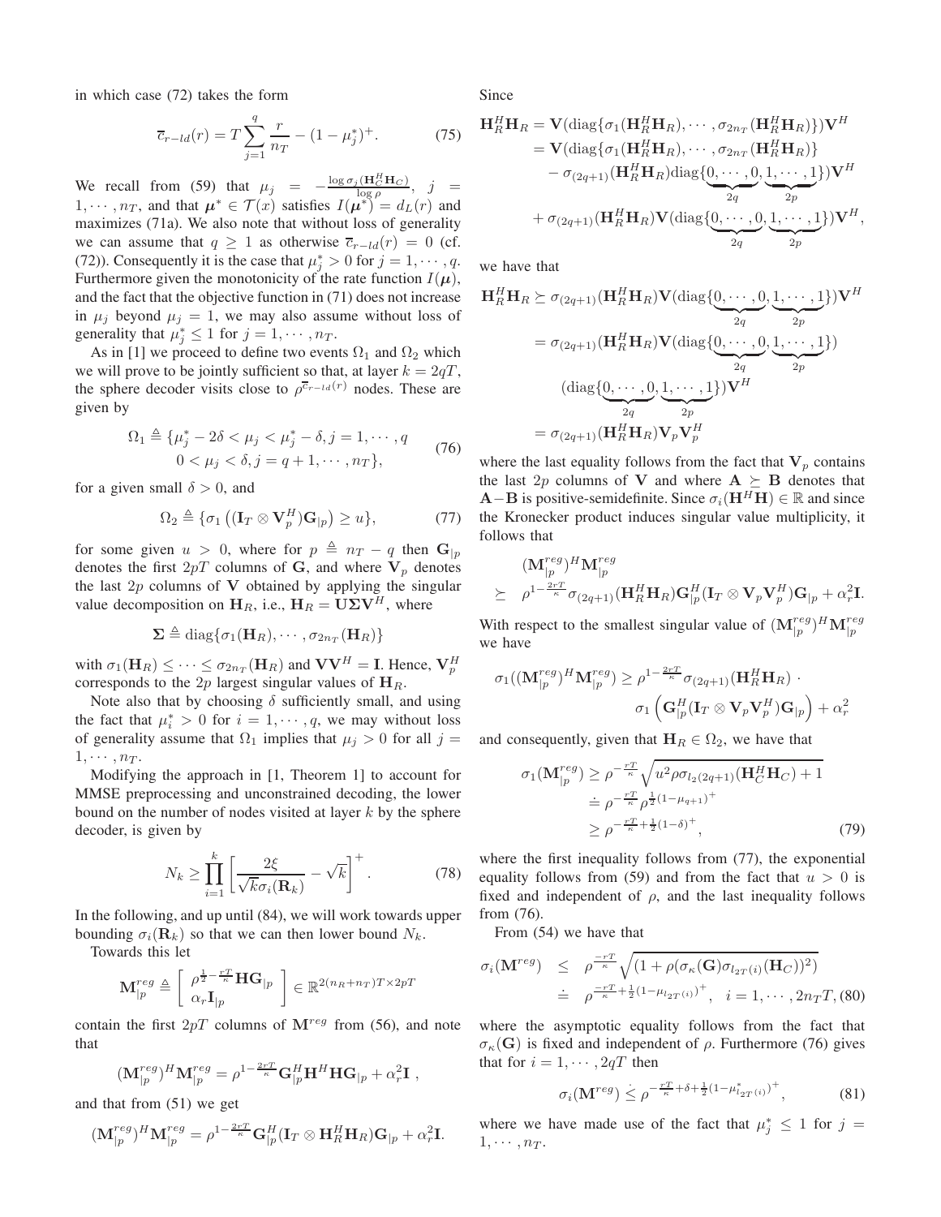in which case (72) takes the form

$$\overline{c}_{r-ld}(r) = T\sum_{j=1}^{q}\frac{r}{n_T} - (1-\mu_j^*)^+. \tag{75}$$

We recall from (59) that $\mu_j = -\frac{\log \sigma_j(\mathbf{H}_C^H\mathbf{H}_C)}{\log \rho}$, $j = 1,\cdots,n_T$, and that $\boldsymbol{\mu}^* \in \mathcal{T}(x)$ satisfies $I(\boldsymbol{\mu}^*) = d_L(r)$ and maximizes (71a). We also note that without loss of generality we can assume that $q \geq 1$ as otherwise $\overline{c}_{r-ld}(r) = 0$ (cf. (72)). Consequently it is the case that $\mu_j^* > 0$ for $j = 1,\cdots,q$. Furthermore given the monotonicity of the rate function $I(\boldsymbol{\mu})$, and the fact that the objective function in (71) does not increase in $\mu_j$ beyond $\mu_j = 1$, we may also assume without loss of generality that $\mu_j^* \leq 1$ for $j = 1,\cdots,n_T$.

As in [1] we proceed to define two events $\Omega_1$ and $\Omega_2$ which we will prove to be jointly sufficient so that, at layer $k = 2qT$, the sphere decoder visits close to $\rho^{\overline{c}_{r-ld}(r)}$ nodes. These are given by

$$\begin{aligned}\Omega_1 \triangleq \{&\mu_j^* - 2\delta < \mu_j < \mu_j^* - \delta, j = 1,\cdots,q \\ &0 < \mu_j < \delta, j = q+1,\cdots,n_T\},\end{aligned} \tag{76}$$

for a given small $\delta > 0$, and

$$\Omega_2 \triangleq \{\sigma_1\left((\mathbf{I}_T \otimes \mathbf{V}_p^H)\mathbf{G}_{|p}\right) \geq u\}, \tag{77}$$

for some given $u > 0$, where for $p \triangleq n_T - q$ then $\mathbf{G}_{|p}$ denotes the first $2pT$ columns of $\mathbf{G}$, and where $\mathbf{V}_p$ denotes the last $2p$ columns of $\mathbf{V}$ obtained by applying the singular value decomposition on $\mathbf{H}_R$, i.e., $\mathbf{H}_R = \mathbf{U}\boldsymbol{\Sigma}\mathbf{V}^H$, where

$$\boldsymbol{\Sigma} \triangleq \text{diag}\{\sigma_1(\mathbf{H}_R),\cdots,\sigma_{2n_T}(\mathbf{H}_R)\}$$

with $\sigma_1(\mathbf{H}_R) \leq \cdots \leq \sigma_{2n_T}(\mathbf{H}_R)$ and $\mathbf{V}\mathbf{V}^H = \mathbf{I}$. Hence, $\mathbf{V}_p^H$ corresponds to the $2p$ largest singular values of $\mathbf{H}_R$.

Note also that by choosing $\delta$ sufficiently small, and using the fact that $\mu_i^* > 0$ for $i = 1,\cdots,q$, we may without loss of generality assume that $\Omega_1$ implies that $\mu_j > 0$ for all $j = 1,\cdots,n_T$.

Modifying the approach in [1, Theorem 1] to account for MMSE preprocessing and unconstrained decoding, the lower bound on the number of nodes visited at layer $k$ by the sphere decoder, is given by

$$N_k \geq \prod_{i=1}^{k}\left[\frac{2\xi}{\sqrt{k}\sigma_i(\mathbf{R}_k)} - \sqrt{k}\right]^+. \tag{78}$$

In the following, and up until (84), we will work towards upper bounding $\sigma_i(\mathbf{R}_k)$ so that we can then lower bound $N_k$.

Towards this let

$$\mathbf{M}_{|p}^{reg} \triangleq \begin{bmatrix}\rho^{\frac{1}{2}-\frac{rT}{\kappa}}\mathbf{H}\mathbf{G}_{|p} \\ \alpha_r\mathbf{I}_{|p}\end{bmatrix} \in \mathbb{R}^{2(n_R+n_T)T\times 2pT}$$

contain the first $2pT$ columns of $\mathbf{M}^{reg}$ from (56), and note that

$$(\mathbf{M}_{|p}^{reg})^H\mathbf{M}_{|p}^{reg} = \rho^{1-\frac{2rT}{\kappa}}\mathbf{G}_{|p}^H\mathbf{H}^H\mathbf{H}\mathbf{G}_{|p} + \alpha_r^2\mathbf{I}\ ,$$

and that from (51) we get

$$(\mathbf{M}_{|p}^{reg})^H\mathbf{M}_{|p}^{reg} = \rho^{1-\frac{2rT}{\kappa}}\mathbf{G}_{|p}^H(\mathbf{I}_T\otimes\mathbf{H}_R^H\mathbf{H}_R)\mathbf{G}_{|p} + \alpha_r^2\mathbf{I}.$$

Since

$$\begin{aligned}\mathbf{H}_R^H\mathbf{H}_R &= \mathbf{V}(\text{diag}\{\sigma_1(\mathbf{H}_R^H\mathbf{H}_R),\cdots,\sigma_{2n_T}(\mathbf{H}_R^H\mathbf{H}_R)\})\mathbf{V}^H \\ &= \mathbf{V}(\text{diag}\{\sigma_1(\mathbf{H}_R^H\mathbf{H}_R),\cdots,\sigma_{2n_T}(\mathbf{H}_R^H\mathbf{H}_R)\} \\ &\quad - \sigma_{(2q+1)}(\mathbf{H}_R^H\mathbf{H}_R)\text{diag}\{\underbrace{0,\cdots,0}_{2q},\underbrace{1,\cdots,1}_{2p}\})\mathbf{V}^H \\ &\quad + \sigma_{(2q+1)}(\mathbf{H}_R^H\mathbf{H}_R)\mathbf{V}(\text{diag}\{\underbrace{0,\cdots,0}_{2q},\underbrace{1,\cdots,1}_{2p}\})\mathbf{V}^H,\end{aligned}$$

we have that

$$\begin{aligned}\mathbf{H}_R^H\mathbf{H}_R &\succeq \sigma_{(2q+1)}(\mathbf{H}_R^H\mathbf{H}_R)\mathbf{V}(\text{diag}\{\underbrace{0,\cdots,0}_{2q},\underbrace{1,\cdots,1}_{2p}\})\mathbf{V}^H \\ &= \sigma_{(2q+1)}(\mathbf{H}_R^H\mathbf{H}_R)\mathbf{V}(\text{diag}\{\underbrace{0,\cdots,0}_{2q},\underbrace{1,\cdots,1}_{2p}\}) \\ &\qquad (\text{diag}\{\underbrace{0,\cdots,0}_{2q},\underbrace{1,\cdots,1}_{2p}\})\mathbf{V}^H \\ &= \sigma_{(2q+1)}(\mathbf{H}_R^H\mathbf{H}_R)\mathbf{V}_p\mathbf{V}_p^H\end{aligned}$$

where the last equality follows from the fact that $\mathbf{V}_p$ contains the last $2p$ columns of $\mathbf{V}$ and where $\mathbf{A} \succeq \mathbf{B}$ denotes that $\mathbf{A}-\mathbf{B}$ is positive-semidefinite. Since $\sigma_i(\mathbf{H}^H\mathbf{H}) \in \mathbb{R}$ and since the Kronecker product induces singular value multiplicity, it follows that

$$\begin{aligned}&(\mathbf{M}_{|p}^{reg})^H\mathbf{M}_{|p}^{reg} \\ \succeq\ & \rho^{1-\frac{2rT}{\kappa}}\sigma_{(2q+1)}(\mathbf{H}_R^H\mathbf{H}_R)\mathbf{G}_{|p}^H(\mathbf{I}_T\otimes\mathbf{V}_p\mathbf{V}_p^H)\mathbf{G}_{|p} + \alpha_r^2\mathbf{I}.\end{aligned}$$

With respect to the smallest singular value of $(\mathbf{M}_{|p}^{reg})^H\mathbf{M}_{|p}^{reg}$ we have

$$\begin{aligned}\sigma_1((\mathbf{M}_{|p}^{reg})^H\mathbf{M}_{|p}^{reg}) \geq \rho^{1-\frac{2rT}{\kappa}}&\sigma_{(2q+1)}(\mathbf{H}_R^H\mathbf{H}_R)\ \cdot \\ &\sigma_1\left(\mathbf{G}_{|p}^H(\mathbf{I}_T\otimes\mathbf{V}_p\mathbf{V}_p^H)\mathbf{G}_{|p}\right) + \alpha_r^2\end{aligned}$$

and consequently, given that $\mathbf{H}_R \in \Omega_2$, we have that

$$\begin{aligned}\sigma_1(\mathbf{M}_{|p}^{reg}) &\geq \rho^{-\frac{rT}{\kappa}}\sqrt{u^2\rho\sigma_{l_2(2q+1)}(\mathbf{H}_C^H\mathbf{H}_C)+1} \\ &\doteq \rho^{-\frac{rT}{\kappa}}\rho^{\frac{1}{2}(1-\mu_{q+1})^+} \\ &\geq \rho^{-\frac{rT}{\kappa}+\frac{1}{2}(1-\delta)^+},\end{aligned} \tag{79}$$

where the first inequality follows from (77), the exponential equality follows from (59) and from the fact that $u > 0$ is fixed and independent of $\rho$, and the last inequality follows from (76).

From (54) we have that

$$\begin{aligned}\sigma_i(\mathbf{M}^{reg}) &\leq \rho^{\frac{-rT}{\kappa}}\sqrt{(1+\rho(\sigma_\kappa(\mathbf{G})\sigma_{l_{2T}(i)}(\mathbf{H}_C))^2)} \\ &\doteq \rho^{\frac{-rT}{\kappa}+\frac{1}{2}(1-\mu_{l_{2T}(i)})^+},\quad i = 1,\cdots,2n_TT,\end{aligned} \tag{80}$$

where the asymptotic equality follows from the fact that $\sigma_\kappa(\mathbf{G})$ is fixed and independent of $\rho$. Furthermore (76) gives that for $i = 1,\cdots,2qT$ then

$$\sigma_i(\mathbf{M}^{reg}) \dot{\leq} \rho^{-\frac{rT}{\kappa}+\delta+\frac{1}{2}(1-\mu^*_{l_{2T}(i)})^+}, \tag{81}$$

where we have made use of the fact that $\mu_j^* \leq 1$ for $j = 1,\cdots,n_T$.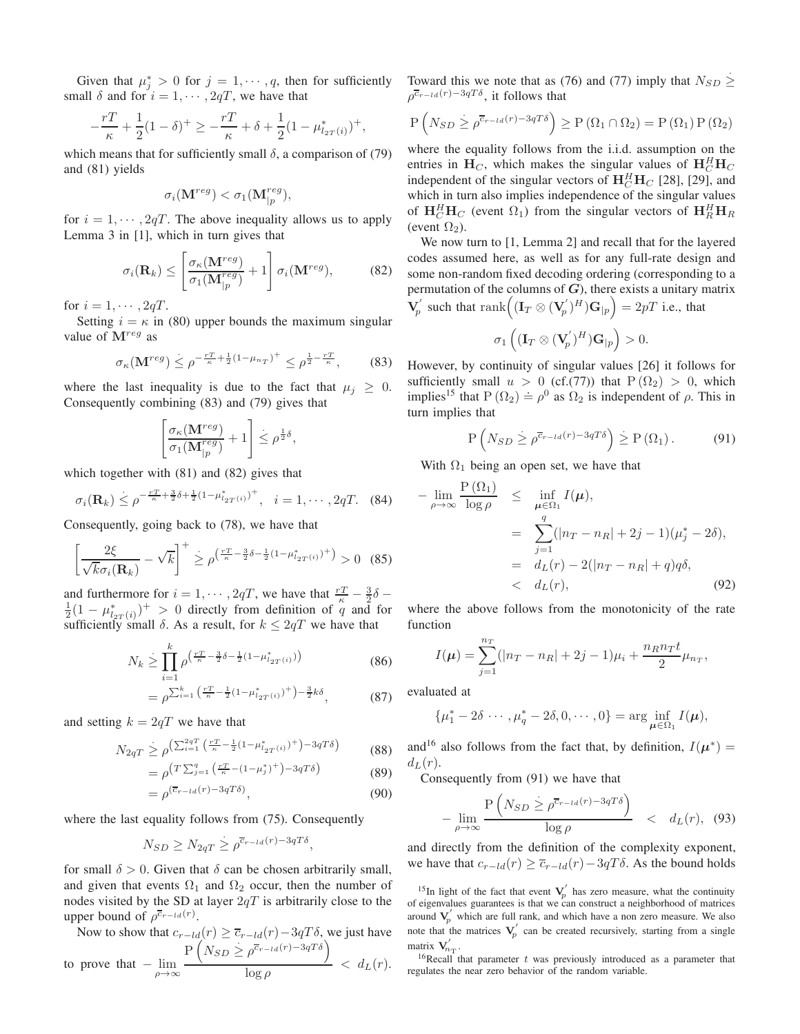Given that $\mu_j^* > 0$ for $j = 1, \cdots, q$, then for sufficiently small $\delta$ and for $i = 1, \cdots, 2qT$, we have that

$$-\frac{rT}{\kappa} + \frac{1}{2}(1-\delta)^+ \geq -\frac{rT}{\kappa} + \delta + \frac{1}{2}(1-\mu^*_{l_{2T}(i)})^+,$$

which means that for sufficiently small $\delta$, a comparison of (79) and (81) yields

$$\sigma_i(\mathbf{M}^{reg}) < \sigma_1(\mathbf{M}^{reg}_{|p}),$$

for $i = 1, \cdots, 2qT$. The above inequality allows us to apply Lemma 3 in [1], which in turn gives that

$$\sigma_i(\mathbf{R}_k) \leq \left[\frac{\sigma_\kappa(\mathbf{M}^{reg})}{\sigma_1(\mathbf{M}^{reg}_{|p})} + 1\right]\sigma_i(\mathbf{M}^{reg}), \tag{82}$$

for $i = 1, \cdots, 2qT$.

Setting $i = \kappa$ in (80) upper bounds the maximum singular value of $\mathbf{M}^{reg}$ as

$$\sigma_\kappa(\mathbf{M}^{reg}) \,\dot{\leq}\, \rho^{-\frac{rT}{\kappa}+\frac{1}{2}(1-\mu_{n_T})^+} \leq \rho^{\frac{1}{2}-\frac{rT}{\kappa}}, \tag{83}$$

where the last inequality is due to the fact that $\mu_j \geq 0$. Consequently combining (83) and (79) gives that

$$\left[\frac{\sigma_\kappa(\mathbf{M}^{reg})}{\sigma_1(\mathbf{M}^{reg}_{|p})} + 1\right] \dot{\leq}\, \rho^{\frac{1}{2}\delta},$$

which together with (81) and (82) gives that

$$\sigma_i(\mathbf{R}_k) \,\dot{\leq}\, \rho^{-\frac{rT}{\kappa}+\frac{3}{2}\delta+\frac{1}{2}(1-\mu^*_{l_{2T}(i)})^+}, \quad i = 1, \cdots, 2qT. \tag{84}$$

Consequently, going back to (78), we have that

$$\left[\frac{2\xi}{\sqrt{k}\sigma_i(\mathbf{R}_k)} - \sqrt{k}\right]^+ \dot{\geq}\, \rho^{\left(\frac{rT}{\kappa}-\frac{3}{2}\delta-\frac{1}{2}(1-\mu^*_{l_{2T}(i)})^+\right)} > 0 \tag{85}$$

and furthermore for $i = 1, \cdots, 2qT$, we have that $\frac{rT}{\kappa} - \frac{3}{2}\delta - \frac{1}{2}(1-\mu^*_{l_{2T}(i)})^+ > 0$ directly from definition of $q$ and for sufficiently small $\delta$. As a result, for $k \leq 2qT$ we have that

$$N_k \,\dot{\geq}\, \prod_{i=1}^{k} \rho^{\left(\frac{rT}{\kappa}-\frac{3}{2}\delta-\frac{1}{2}(1-\mu^*_{l_{2T}(i)})\right)} \tag{86}$$

$$= \rho^{\sum_{i=1}^{k}\left(\frac{rT}{\kappa}-\frac{1}{2}(1-\mu^*_{l_{2T}(i)})^+\right)-\frac{3}{2}k\delta}, \tag{87}$$

and setting $k = 2qT$ we have that

$$N_{2qT} \,\dot{\geq}\, \rho^{\left(\sum_{i=1}^{2qT}\left(\frac{rT}{\kappa}-\frac{1}{2}(1-\mu^*_{l_{2T}(i)})^+\right)-3qT\delta\right)} \tag{88}$$

$$= \rho^{\left(T\sum_{j=1}^{q}\left(\frac{rT}{\kappa}-(1-\mu^*_j)^+\right)-3qT\delta\right)} \tag{89}$$

$$= \rho^{(\overline{c}_{r-ld}(r)-3qT\delta)}, \tag{90}$$

where the last equality follows from (75). Consequently

$$N_{SD} \geq N_{2qT} \,\dot{\geq}\, \rho^{\overline{c}_{r-ld}(r)-3qT\delta},$$

for small $\delta > 0$. Given that $\delta$ can be chosen arbitrarily small, and given that events $\Omega_1$ and $\Omega_2$ occur, then the number of nodes visited by the SD at layer $2qT$ is arbitrarily close to the upper bound of $\rho^{\overline{c}_{r-ld}(r)}$.

Now to show that $c_{r-ld}(r) \geq \overline{c}_{r-ld}(r) - 3qT\delta$, we just have to prove that $-\lim_{\rho\to\infty} \frac{\mathrm{P}\left(N_{SD} \,\dot{\geq}\, \rho^{\overline{c}_{r-ld}(r)-3qT\delta}\right)}{\log\rho} < d_L(r)$. Toward this we note that as (76) and (77) imply that $N_{SD} \,\dot{\geq}\, \rho^{\overline{c}_{r-ld}(r)-3qT\delta}$, it follows that

$$\mathrm{P}\left(N_{SD} \,\dot{\geq}\, \rho^{\overline{c}_{r-ld}(r)-3qT\delta}\right) \geq \mathrm{P}(\Omega_1 \cap \Omega_2) = \mathrm{P}(\Omega_1)\,\mathrm{P}(\Omega_2)$$

where the equality follows from the i.i.d. assumption on the entries in $\mathbf{H}_C$, which makes the singular values of $\mathbf{H}_C^H\mathbf{H}_C$ independent of the singular vectors of $\mathbf{H}_C^H\mathbf{H}_C$ [28], [29], and which in turn also implies independence of the singular values of $\mathbf{H}_C^H\mathbf{H}_C$ (event $\Omega_1$) from the singular vectors of $\mathbf{H}_R^H\mathbf{H}_R$ (event $\Omega_2$).

We now turn to [1, Lemma 2] and recall that for the layered codes assumed here, as well as for any full-rate design and some non-random fixed decoding ordering (corresponding to a permutation of the columns of $\boldsymbol{G}$), there exists a unitary matrix $\mathbf{V}_p'$ such that $\mathrm{rank}\Big((\mathbf{I}_T \otimes (\mathbf{V}_p')^H)\mathbf{G}_{|p}\Big) = 2pT$ i.e., that

$$\sigma_1\left((\mathbf{I}_T \otimes (\mathbf{V}_p')^H)\mathbf{G}_{|p}\right) > 0.$$

However, by continuity of singular values [26] it follows for sufficiently small $u > 0$ (cf.(77)) that $\mathrm{P}(\Omega_2) > 0$, which implies[15] that $\mathrm{P}(\Omega_2) \doteq \rho^0$ as $\Omega_2$ is independent of $\rho$. This in turn implies that

$$\mathrm{P}\left(N_{SD} \,\dot{\geq}\, \rho^{\overline{c}_{r-ld}(r)-3qT\delta}\right) \dot{\geq}\, \mathrm{P}(\Omega_1). \tag{91}$$

With $\Omega_1$ being an open set, we have that

$$\begin{aligned}
-\lim_{\rho\to\infty}\frac{\mathrm{P}(\Omega_1)}{\log\rho} &\leq \inf_{\boldsymbol{\mu}\in\Omega_1} I(\boldsymbol{\mu}), \\
&= \sum_{j=1}^{q}(|n_T - n_R| + 2j - 1)(\mu_j^* - 2\delta), \\
&= d_L(r) - 2(|n_T - n_R| + q)q\delta, \\
&< d_L(r),
\end{aligned} \tag{92}$$

where the above follows from the monotonicity of the rate function

$$I(\boldsymbol{\mu}) = \sum_{j=1}^{n_T}(|n_T - n_R| + 2j - 1)\mu_i + \frac{n_R n_T t}{2}\mu_{n_T},$$

evaluated at

$$\{\mu_1^* - 2\delta \,\cdots, \mu_q^* - 2\delta, 0, \cdots, 0\} = \arg\inf_{\boldsymbol{\mu}\in\Omega_1} I(\boldsymbol{\mu}),$$

and[16] also follows from the fact that, by definition, $I(\boldsymbol{\mu}^*) = d_L(r)$.

Consequently from (91) we have that

$$-\lim_{\rho\to\infty}\frac{\mathrm{P}\left(N_{SD} \,\dot{\geq}\, \rho^{\overline{c}_{r-ld}(r)-3qT\delta}\right)}{\log\rho} < d_L(r), \tag{93}$$

and directly from the definition of the complexity exponent, we have that $c_{r-ld}(r) \geq \overline{c}_{r-ld}(r) - 3qT\delta$. As the bound holds

[15] In light of the fact that event $\mathbf{V}_p'$ has zero measure, what the continuity of eigenvalues guarantees is that we can construct a neighborhood of matrices around $\mathbf{V}_p'$ which are full rank, and which have a non zero measure. We also note that the matrices $\mathbf{V}_p'$ can be created recursively, starting from a single matrix $\mathbf{V}_{n_T}'$.

[16] Recall that parameter $t$ was previously introduced as a parameter that regulates the near zero behavior of the random variable.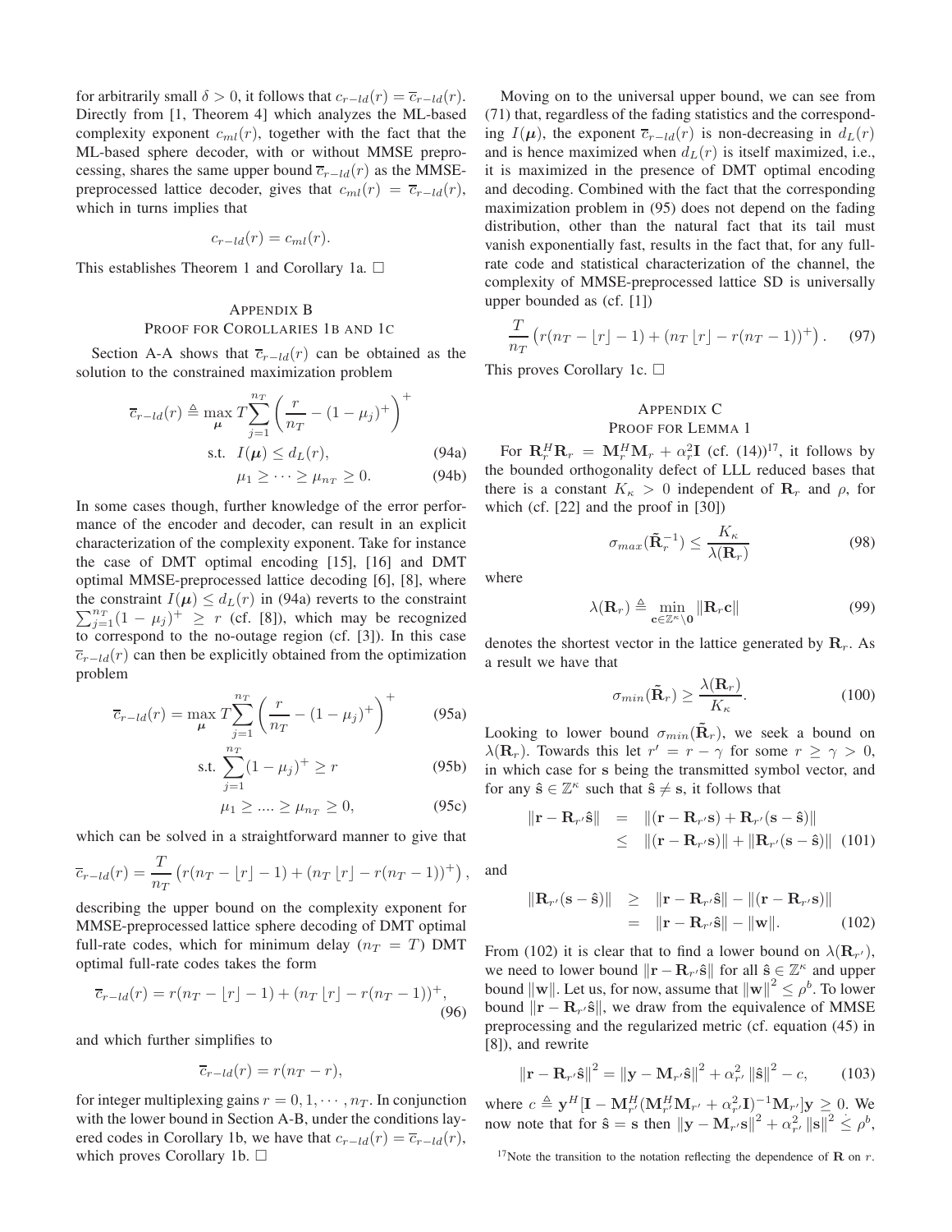for arbitrarily small $\delta > 0$, it follows that $c_{r-ld}(r) = \overline{c}_{r-ld}(r)$. Directly from [1, Theorem 4] which analyzes the ML-based complexity exponent $c_{ml}(r)$, together with the fact that the ML-based sphere decoder, with or without MMSE preprocessing, shares the same upper bound $\overline{c}_{r-ld}(r)$ as the MMSE-preprocessed lattice decoder, gives that $c_{ml}(r) = \overline{c}_{r-ld}(r)$, which in turns implies that

$$c_{r-ld}(r) = c_{ml}(r).$$

This establishes Theorem 1 and Corollary 1a. □

## Appendix B
## Proof for Corollaries 1b and 1c

Section A-A shows that $\overline{c}_{r-ld}(r)$ can be obtained as the solution to the constrained maximization problem

$$\overline{c}_{r-ld}(r) \triangleq \max_{\boldsymbol{\mu}} T \sum_{j=1}^{n_T} \left( \frac{r}{n_T} - (1-\mu_j)^+ \right)^+$$

$$\text{s.t.} \;\; I(\boldsymbol{\mu}) \leq d_L(r), \tag{94a}$$

$$\mu_1 \geq \cdots \geq \mu_{n_T} \geq 0. \tag{94b}$$

In some cases though, further knowledge of the error performance of the encoder and decoder, can result in an explicit characterization of the complexity exponent. Take for instance the case of DMT optimal encoding [15], [16] and DMT optimal MMSE-preprocessed lattice decoding [6], [8], where the constraint $I(\boldsymbol{\mu}) \leq d_L(r)$ in (94a) reverts to the constraint $\sum_{j=1}^{n_T}(1-\mu_j)^+ \geq r$ (cf. [8]), which may be recognized to correspond to the no-outage region (cf. [3]). In this case $\overline{c}_{r-ld}(r)$ can then be explicitly obtained from the optimization problem

$$\overline{c}_{r-ld}(r) = \max_{\boldsymbol{\mu}} T \sum_{j=1}^{n_T} \left( \frac{r}{n_T} - (1-\mu_j)^+ \right)^+ \tag{95a}$$

$$\text{s.t.} \sum_{j=1}^{n_T} (1-\mu_j)^+ \geq r \tag{95b}$$

$$\mu_1 \geq .... \geq \mu_{n_T} \geq 0, \tag{95c}$$

which can be solved in a straightforward manner to give that

$$\overline{c}_{r-ld}(r) = \frac{T}{n_T}\left( r(n_T - \lfloor r \rfloor - 1) + (n_T \lfloor r \rfloor - r(n_T-1))^+ \right),$$

describing the upper bound on the complexity exponent for MMSE-preprocessed lattice sphere decoding of DMT optimal full-rate codes, which for minimum delay ($n_T = T$) DMT optimal full-rate codes takes the form

$$\overline{c}_{r-ld}(r) = r(n_T - \lfloor r \rfloor - 1) + (n_T \lfloor r \rfloor - r(n_T-1))^+, \tag{96}$$

and which further simplifies to

$$\overline{c}_{r-ld}(r) = r(n_T - r),$$

for integer multiplexing gains $r = 0, 1, \cdots, n_T$. In conjunction with the lower bound in Section A-B, under the conditions layered codes in Corollary 1b, we have that $c_{r-ld}(r) = \overline{c}_{r-ld}(r)$, which proves Corollary 1b. □

Moving on to the universal upper bound, we can see from (71) that, regardless of the fading statistics and the corresponding $I(\boldsymbol{\mu})$, the exponent $\overline{c}_{r-ld}(r)$ is non-decreasing in $d_L(r)$ and is hence maximized when $d_L(r)$ is itself maximized, i.e., it is maximized in the presence of DMT optimal encoding and decoding. Combined with the fact that the corresponding maximization problem in (95) does not depend on the fading distribution, other than the natural fact that its tail must vanish exponentially fast, results in the fact that, for any full-rate code and statistical characterization of the channel, the complexity of MMSE-preprocessed lattice SD is universally upper bounded as (cf. [1])

$$\frac{T}{n_T}\left( r(n_T - \lfloor r \rfloor - 1) + (n_T \lfloor r \rfloor - r(n_T-1))^+ \right). \tag{97}$$

This proves Corollary 1c. □

## Appendix C
## Proof for Lemma 1

For $\mathbf{R}_r^H \mathbf{R}_r = \mathbf{M}_r^H \mathbf{M}_r + \alpha_r^2 \mathbf{I}$ (cf. (14))[17], it follows by the bounded orthogonality defect of LLL reduced bases that there is a constant $K_\kappa > 0$ independent of $\mathbf{R}_r$ and $\rho$, for which (cf. [22] and the proof in [30])

$$\sigma_{max}(\tilde{\mathbf{R}}_r^{-1}) \leq \frac{K_\kappa}{\lambda(\mathbf{R}_r)} \tag{98}$$

where

$$\lambda(\mathbf{R}_r) \triangleq \min_{\mathbf{c} \in \mathbb{Z}^\kappa \setminus \mathbf{0}} \|\mathbf{R}_r \mathbf{c}\| \tag{99}$$

denotes the shortest vector in the lattice generated by $\mathbf{R}_r$. As a result we have that

$$\sigma_{min}(\tilde{\mathbf{R}}_r) \geq \frac{\lambda(\mathbf{R}_r)}{K_\kappa}. \tag{100}$$

Looking to lower bound $\sigma_{min}(\tilde{\mathbf{R}}_r)$, we seek a bound on $\lambda(\mathbf{R}_r)$. Towards this let $r' = r - \gamma$ for some $r \geq \gamma > 0$, in which case for $\mathbf{s}$ being the transmitted symbol vector, and for any $\hat{\mathbf{s}} \in \mathbb{Z}^\kappa$ such that $\hat{\mathbf{s}} \neq \mathbf{s}$, it follows that

$$\begin{aligned} \|\mathbf{r} - \mathbf{R}_{r'}\hat{\mathbf{s}}\| &= \|(\mathbf{r} - \mathbf{R}_{r'}\mathbf{s}) + \mathbf{R}_{r'}(\mathbf{s} - \hat{\mathbf{s}})\| \\ &\leq \|(\mathbf{r} - \mathbf{R}_{r'}\mathbf{s})\| + \|\mathbf{R}_{r'}(\mathbf{s} - \hat{\mathbf{s}})\| \end{aligned} \tag{101}$$

and

$$\begin{aligned} \|\mathbf{R}_{r'}(\mathbf{s} - \hat{\mathbf{s}})\| &\geq \|\mathbf{r} - \mathbf{R}_{r'}\hat{\mathbf{s}}\| - \|(\mathbf{r} - \mathbf{R}_{r'}\mathbf{s})\| \\ &= \|\mathbf{r} - \mathbf{R}_{r'}\hat{\mathbf{s}}\| - \|\mathbf{w}\|. \end{aligned} \tag{102}$$

From (102) it is clear that to find a lower bound on $\lambda(\mathbf{R}_{r'})$, we need to lower bound $\|\mathbf{r} - \mathbf{R}_{r'}\hat{\mathbf{s}}\|$ for all $\hat{\mathbf{s}} \in \mathbb{Z}^\kappa$ and upper bound $\|\mathbf{w}\|$. Let us, for now, assume that $\|\mathbf{w}\|^2 \leq \rho^b$. To lower bound $\|\mathbf{r} - \mathbf{R}_{r'}\hat{\mathbf{s}}\|$, we draw from the equivalence of MMSE preprocessing and the regularized metric (cf. equation (45) in [8]), and rewrite

$$\|\mathbf{r} - \mathbf{R}_{r'}\hat{\mathbf{s}}\|^2 = \|\mathbf{y} - \mathbf{M}_{r'}\hat{\mathbf{s}}\|^2 + \alpha_{r'}^2 \|\hat{\mathbf{s}}\|^2 - c, \tag{103}$$

where $c \triangleq \mathbf{y}^H[\mathbf{I} - \mathbf{M}_{r'}^H(\mathbf{M}_{r'}^H\mathbf{M}_{r'} + \alpha_{r'}^2\mathbf{I})^{-1}\mathbf{M}_{r'}]\mathbf{y} \geq 0$. We now note that for $\hat{\mathbf{s}} = \mathbf{s}$ then $\|\mathbf{y} - \mathbf{M}_{r'}\mathbf{s}\|^2 + \alpha_{r'}^2 \|\mathbf{s}\|^2 \dot{\leq} \rho^b$,

[17] Note the transition to the notation reflecting the dependence of $\mathbf{R}$ on $r$.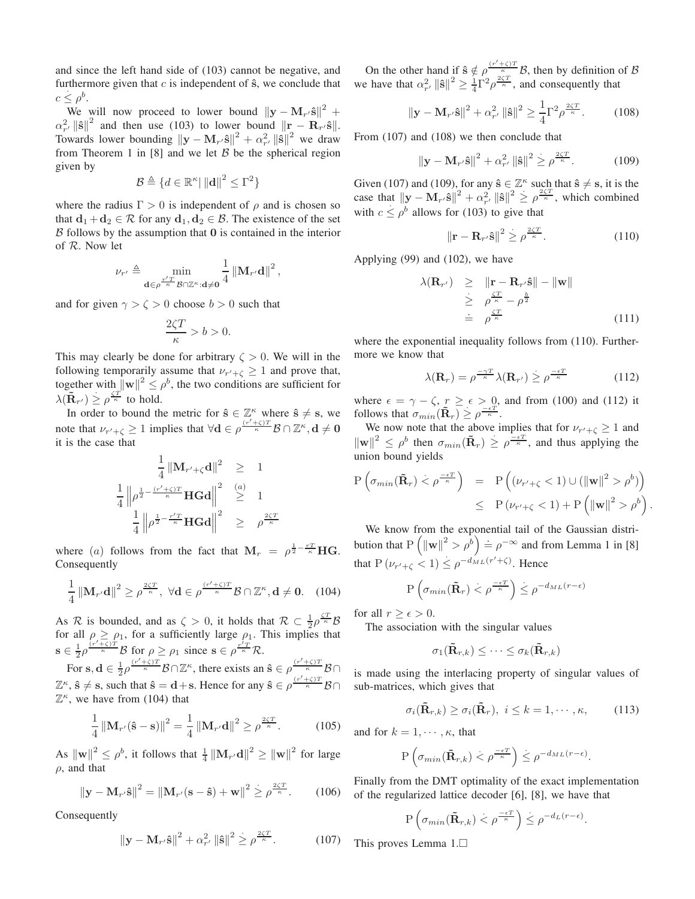and since the left hand side of (103) cannot be negative, and furthermore given that $c$ is independent of $\hat{\mathbf{s}}$, we conclude that $c \dot{\leq} \rho^b$.

We will now proceed to lower bound $\|\mathbf{y} - \mathbf{M}_{r'}\hat{\mathbf{s}}\|^2 + \alpha_{r'}^2 \|\hat{\mathbf{s}}\|^2$ and then use (103) to lower bound $\|\mathbf{r} - \mathbf{R}_{r'}\hat{\mathbf{s}}\|$. Towards lower bounding $\|\mathbf{y} - \mathbf{M}_{r'}\hat{\mathbf{s}}\|^2 + \alpha_{r'}^2 \|\hat{\mathbf{s}}\|^2$ we draw from Theorem 1 in [8] and we let $\mathcal{B}$ be the spherical region given by

$$\mathcal{B} \triangleq \{d \in \mathbb{R}^\kappa | \, \|\mathbf{d}\|^2 \leq \Gamma^2\}$$

where the radius $\Gamma > 0$ is independent of $\rho$ and is chosen so that $\mathbf{d}_1 + \mathbf{d}_2 \in \mathcal{R}$ for any $\mathbf{d}_1, \mathbf{d}_2 \in \mathcal{B}$. The existence of the set $\mathcal{B}$ follows by the assumption that $\mathbf{0}$ is contained in the interior of $\mathcal{R}$. Now let

$$\nu_{r'} \triangleq \min_{\mathbf{d} \in \rho^{\frac{r'T}{\kappa}}\mathcal{B} \cap \mathbb{Z}^\kappa : \mathbf{d} \neq \mathbf{0}} \frac{1}{4}\|\mathbf{M}_{r'}\mathbf{d}\|^2,$$

and for given $\gamma > \zeta > 0$ choose $b > 0$ such that

$$\frac{2\zeta T}{\kappa} > b > 0.$$

This may clearly be done for arbitrary $\zeta > 0$. We will in the following temporarily assume that $\nu_{r'+\zeta} \geq 1$ and prove that, together with $\|\mathbf{w}\|^2 \leq \rho^b$, the two conditions are sufficient for $\lambda(\tilde{\mathbf{R}}_{r'}) \dot{\geq} \rho^{\frac{\zeta T}{\kappa}}$ to hold.

In order to bound the metric for $\hat{\mathbf{s}} \in \mathbb{Z}^\kappa$ where $\hat{\mathbf{s}} \neq \mathbf{s}$, we note that $\nu_{r'+\zeta} \geq 1$ implies that $\forall \mathbf{d} \in \rho^{\frac{(r'+\zeta)T}{\kappa}}\mathcal{B} \cap \mathbb{Z}^\kappa, \mathbf{d} \neq \mathbf{0}$ it is the case that

$$\begin{aligned}
\frac{1}{4}\|\mathbf{M}_{r'+\zeta}\mathbf{d}\|^2 &\geq 1 \\
\frac{1}{4}\left\|\rho^{\frac{1}{2}-\frac{(r'+\zeta)T}{\kappa}}\mathbf{H}\mathbf{G}\mathbf{d}\right\|^2 &\overset{(a)}{\geq} 1 \\
\frac{1}{4}\left\|\rho^{\frac{1}{2}-\frac{r'T}{\kappa}}\mathbf{H}\mathbf{G}\mathbf{d}\right\|^2 &\geq \rho^{\frac{2\zeta T}{\kappa}}
\end{aligned}$$

where $(a)$ follows from the fact that $\mathbf{M}_r = \rho^{\frac{1}{2}-\frac{rT}{\kappa}}\mathbf{H}\mathbf{G}$. Consequently

$$\frac{1}{4}\|\mathbf{M}_{r'}\mathbf{d}\|^2 \geq \rho^{\frac{2\zeta T}{\kappa}}, \ \forall \mathbf{d} \in \rho^{\frac{(r'+\zeta)T}{\kappa}}\mathcal{B} \cap \mathbb{Z}^\kappa, \mathbf{d} \neq \mathbf{0}. \quad (104)$$

As $\mathcal{R}$ is bounded, and as $\zeta > 0$, it holds that $\mathcal{R} \subset \frac{1}{2}\rho^{\frac{\zeta T}{\kappa}}\mathcal{B}$ for all $\rho \geq \rho_1$, for a sufficiently large $\rho_1$. This implies that $\mathbf{s} \in \frac{1}{2}\rho^{\frac{(r'+\zeta)T}{\kappa}}\mathcal{B}$ for $\rho \geq \rho_1$ since $\mathbf{s} \in \rho^{\frac{r'T}{\kappa}}\mathcal{R}$.

For $\mathbf{s}, \mathbf{d} \in \frac{1}{2}\rho^{\frac{(r'+\zeta)T}{\kappa}}\mathcal{B} \cap \mathbb{Z}^\kappa$, there exists an $\hat{\mathbf{s}} \in \rho^{\frac{(r'+\zeta)T}{\kappa}}\mathcal{B} \cap \mathbb{Z}^\kappa$, $\hat{\mathbf{s}} \neq \mathbf{s}$, such that $\hat{\mathbf{s}} = \mathbf{d} + \mathbf{s}$. Hence for any $\hat{\mathbf{s}} \in \rho^{\frac{(r'+\zeta)T}{\kappa}}\mathcal{B} \cap \mathbb{Z}^\kappa$, we have from (104) that

$$\frac{1}{4}\|\mathbf{M}_{r'}(\hat{\mathbf{s}} - \mathbf{s})\|^2 = \frac{1}{4}\|\mathbf{M}_{r'}\mathbf{d}\|^2 \geq \rho^{\frac{2\zeta T}{\kappa}}. \quad (105)$$

As $\|\mathbf{w}\|^2 \leq \rho^b$, it follows that $\frac{1}{4}\|\mathbf{M}_{r'}\mathbf{d}\|^2 \geq \|\mathbf{w}\|^2$ for large $\rho$, and that

$$\|\mathbf{y} - \mathbf{M}_{r'}\hat{\mathbf{s}}\|^2 = \|\mathbf{M}_{r'}(\mathbf{s} - \hat{\mathbf{s}}) + \mathbf{w}\|^2 \dot{\geq} \rho^{\frac{2\zeta T}{\kappa}}. \quad (106)$$

Consequently

$$\|\mathbf{y} - \mathbf{M}_{r'}\hat{\mathbf{s}}\|^2 + \alpha_{r'}^2 \|\hat{\mathbf{s}}\|^2 \dot{\geq} \rho^{\frac{2\zeta T}{\kappa}}. \quad (107)$$

On the other hand if $\hat{\mathbf{s}} \notin \rho^{\frac{(r'+\zeta)T}{\kappa}}\mathcal{B}$, then by definition of $\mathcal{B}$ we have that $\alpha_{r'}^2 \|\hat{\mathbf{s}}\|^2 \geq \frac{1}{4}\Gamma^2\rho^{\frac{2\zeta T}{\kappa}}$, and consequently that

$$\|\mathbf{y} - \mathbf{M}_{r'}\hat{\mathbf{s}}\|^2 + \alpha_{r'}^2 \|\hat{\mathbf{s}}\|^2 \geq \frac{1}{4}\Gamma^2\rho^{\frac{2\zeta T}{\kappa}}. \quad (108)$$

From (107) and (108) we then conclude that

$$\|\mathbf{y} - \mathbf{M}_{r'}\hat{\mathbf{s}}\|^2 + \alpha_{r'}^2 \|\hat{\mathbf{s}}\|^2 \dot{\geq} \rho^{\frac{2\zeta T}{\kappa}}. \quad (109)$$

Given (107) and (109), for any $\hat{\mathbf{s}} \in \mathbb{Z}^\kappa$ such that $\hat{\mathbf{s}} \neq \mathbf{s}$, it is the case that $\|\mathbf{y} - \mathbf{M}_{r'}\hat{\mathbf{s}}\|^2 + \alpha_{r'}^2 \|\hat{\mathbf{s}}\|^2 \dot{\geq} \rho^{\frac{2\zeta T}{\kappa}}$, which combined with $c \dot{\leq} \rho^b$ allows for (103) to give that

$$\|\mathbf{r} - \mathbf{R}_{r'}\hat{\mathbf{s}}\|^2 \dot{\geq} \rho^{\frac{2\zeta T}{\kappa}}. \quad (110)$$

Applying (99) and (102), we have

$$\begin{aligned}
\lambda(\mathbf{R}_{r'}) &\geq \|\mathbf{r} - \mathbf{R}_{r'}\hat{\mathbf{s}}\| - \|\mathbf{w}\| \\
&\dot{\geq} \rho^{\frac{\zeta T}{\kappa}} - \rho^{\frac{b}{2}} \\
&\doteq \rho^{\frac{\zeta T}{\kappa}}
\end{aligned} \quad (111)$$

where the exponential inequality follows from (110). Furthermore we know that

$$\lambda(\mathbf{R}_r) = \rho^{\frac{-\gamma T}{\kappa}}\lambda(\mathbf{R}_{r'}) \dot{\geq} \rho^{\frac{-\epsilon T}{\kappa}} \quad (112)$$

where $\epsilon = \gamma - \zeta$, $r \geq \epsilon > 0$, and from (100) and (112) it follows that $\sigma_{min}(\tilde{\mathbf{R}}_r) \dot{\geq} \rho^{\frac{-\epsilon T}{\kappa}}$.

We now note that the above implies that for $\nu_{r'+\zeta} \geq 1$ and $\|\mathbf{w}\|^2 \leq \rho^b$ then $\sigma_{min}(\tilde{\mathbf{R}}_r) \dot{\geq} \rho^{\frac{-\epsilon T}{\kappa}}$, and thus applying the union bound yields

$$\begin{aligned}
\mathrm{P}\left(\sigma_{min}(\tilde{\mathbf{R}}_r) \dot{<} \rho^{\frac{-\epsilon T}{\kappa}}\right) &= \mathrm{P}\left((\nu_{r'+\zeta} < 1) \cup (\|\mathbf{w}\|^2 > \rho^b)\right) \\
&\leq \mathrm{P}\left(\nu_{r'+\zeta} < 1\right) + \mathrm{P}\left(\|\mathbf{w}\|^2 > \rho^b\right).
\end{aligned}$$

We know from the exponential tail of the Gaussian distribution that $\mathrm{P}\left(\|\mathbf{w}\|^2 > \rho^b\right) \doteq \rho^{-\infty}$ and from Lemma 1 in [8] that $\mathrm{P}\left(\nu_{r'+\zeta} < 1\right) \dot{\leq} \rho^{-d_{ML}(r'+\zeta)}$. Hence

$$\mathrm{P}\left(\sigma_{min}(\tilde{\mathbf{R}}_r) \dot{<} \rho^{\frac{-\epsilon T}{\kappa}}\right) \dot{\leq} \rho^{-d_{ML}(r-\epsilon)}$$

for all $r \geq \epsilon > 0$.

The association with the singular values

$$\sigma_1(\tilde{\mathbf{R}}_{r,k}) \leq \cdots \leq \sigma_k(\tilde{\mathbf{R}}_{r,k})$$

is made using the interlacing property of singular values of sub-matrices, which gives that

$$\sigma_i(\tilde{\mathbf{R}}_{r,k}) \geq \sigma_i(\tilde{\mathbf{R}}_r), \ i \leq k = 1, \cdots, \kappa, \quad (113)$$

and for $k = 1, \cdots, \kappa$, that

$$\mathrm{P}\left(\sigma_{min}(\tilde{\mathbf{R}}_{r,k}) \dot{<} \rho^{\frac{-\epsilon T}{\kappa}}\right) \dot{\leq} \rho^{-d_{ML}(r-\epsilon)}.$$

Finally from the DMT optimality of the exact implementation of the regularized lattice decoder [6], [8], we have that

$$\mathrm{P}\left(\sigma_{min}(\tilde{\mathbf{R}}_{r,k}) \dot{<} \rho^{\frac{-\epsilon T}{\kappa}}\right) \dot{\leq} \rho^{-d_L(r-\epsilon)}.$$

This proves Lemma 1.□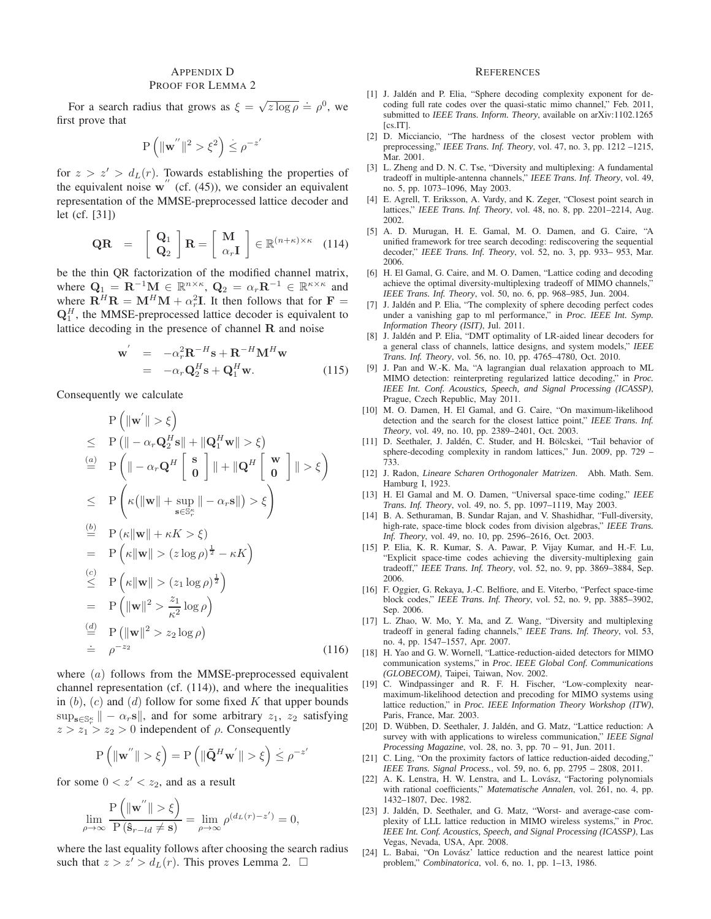## APPENDIX D
## PROOF FOR LEMMA 2

For a search radius that grows as $\xi = \sqrt{z \log \rho} \doteq \rho^0$, we first prove that

$$\mathrm{P}\left(\|\mathbf{w}^{''}\|^2 > \xi^2\right) \dot{\leq} \rho^{-z'}$$

for $z > z' > d_L(r)$. Towards establishing the properties of the equivalent noise $\mathbf{w}^{''}$ (cf. (45)), we consider an equivalent representation of the MMSE-preprocessed lattice decoder and let (cf. [31])

$$\mathbf{QR} \;\; = \;\; \begin{bmatrix} \mathbf{Q}_1 \\ \mathbf{Q}_2 \end{bmatrix} \mathbf{R} = \begin{bmatrix} \mathbf{M} \\ \alpha_r \mathbf{I} \end{bmatrix} \in \mathbb{R}^{(n+\kappa)\times\kappa} \quad (114)$$

be the thin QR factorization of the modified channel matrix, where $\mathbf{Q}_1 = \mathbf{R}^{-1}\mathbf{M} \in \mathbb{R}^{n\times\kappa}$, $\mathbf{Q}_2 = \alpha_r \mathbf{R}^{-1} \in \mathbb{R}^{\kappa\times\kappa}$ and where $\mathbf{R}^H\mathbf{R} = \mathbf{M}^H\mathbf{M} + \alpha_r^2\mathbf{I}$. It then follows that for $\mathbf{F} = \mathbf{Q}_1^H$, the MMSE-preprocessed lattice decoder is equivalent to lattice decoding in the presence of channel $\mathbf{R}$ and noise

$$\begin{aligned} \mathbf{w}^{'} &= -\alpha_r^2 \mathbf{R}^{-H}\mathbf{s} + \mathbf{R}^{-H}\mathbf{M}^H\mathbf{w} \\ &= -\alpha_r \mathbf{Q}_2^H \mathbf{s} + \mathbf{Q}_1^H \mathbf{w}. \end{aligned} \quad (115)$$

Consequently we calculate

$$\begin{aligned} & \mathrm{P}\left(\|\mathbf{w}^{'}\| > \xi\right) \\ \leq \;& \mathrm{P}\left(\|-\alpha_r \mathbf{Q}_2^H \mathbf{s}\| + \|\mathbf{Q}_1^H \mathbf{w}\| > \xi\right) \\ \overset{(a)}{=} \;& \mathrm{P}\left(\|-\alpha_r \mathbf{Q}^H \begin{bmatrix} \mathbf{s} \\ \mathbf{0} \end{bmatrix}\| + \|\mathbf{Q}^H \begin{bmatrix} \mathbf{w} \\ \mathbf{0} \end{bmatrix}\| > \xi\right) \\ \leq \;& \mathrm{P}\left(\kappa\big(\|\mathbf{w}\| + \sup_{\mathbf{s}\in\mathbb{S}_r^\kappa} \|-\alpha_r \mathbf{s}\|\big) > \xi\right) \\ \overset{(b)}{=} \;& \mathrm{P}\left(\kappa\|\mathbf{w}\| + \kappa K > \xi\right) \\ = \;& \mathrm{P}\left(\kappa\|\mathbf{w}\| > (z\log\rho)^{\frac{1}{2}} - \kappa K\right) \\ \overset{(c)}{\leq} \;& \mathrm{P}\left(\kappa\|\mathbf{w}\| > (z_1\log\rho)^{\frac{1}{2}}\right) \\ = \;& \mathrm{P}\left(\|\mathbf{w}\|^2 > \frac{z_1}{\kappa^2}\log\rho\right) \\ \overset{(d)}{=} \;& \mathrm{P}\left(\|\mathbf{w}\|^2 > z_2\log\rho\right) \\ \doteq \;& \rho^{-z_2} \end{aligned} \quad (116)$$

where $(a)$ follows from the MMSE-preprocessed equivalent channel representation (cf. (114)), and where the inequalities in $(b)$, $(c)$ and $(d)$ follow for some fixed $K$ that upper bounds $\sup_{\mathbf{s}\in\mathbb{S}_r^\kappa} \|-\alpha_r\mathbf{s}\|$, and for some arbitrary $z_1$, $z_2$ satisfying $z > z_1 > z_2 > 0$ independent of $\rho$. Consequently

$$\mathrm{P}\left(\|\mathbf{w}^{''}\| > \xi\right) = \mathrm{P}\left(\|\tilde{\mathbf{Q}}^H\mathbf{w}^{'}\| > \xi\right) \dot{\leq} \rho^{-z'}$$

for some $0 < z' < z_2$, and as a result

$$\lim_{\rho\to\infty} \frac{\mathrm{P}\left(\|\mathbf{w}^{''}\| > \xi\right)}{\mathrm{P}\left(\hat{\mathbf{s}}_{r-ld} \neq \mathbf{s}\right)} = \lim_{\rho\to\infty} \rho^{(d_L(r)-z')} = 0,$$

where the last equality follows after choosing the search radius such that $z > z' > d_L(r)$. This proves Lemma 2. $\square$

## REFERENCES

[1] J. Jaldén and P. Elia, "Sphere decoding complexity exponent for decoding full rate codes over the quasi-static mimo channel," Feb. 2011, submitted to *IEEE Trans. Inform. Theory*, available on arXiv:1102.1265 [cs.IT].

[2] D. Micciancio, "The hardness of the closest vector problem with preprocessing," *IEEE Trans. Inf. Theory*, vol. 47, no. 3, pp. 1212 –1215, Mar. 2001.

[3] L. Zheng and D. N. C. Tse, "Diversity and multiplexing: A fundamental tradeoff in multiple-antenna channels," *IEEE Trans. Inf. Theory*, vol. 49, no. 5, pp. 1073–1096, May 2003.

[4] E. Agrell, T. Eriksson, A. Vardy, and K. Zeger, "Closest point search in lattices," *IEEE Trans. Inf. Theory*, vol. 48, no. 8, pp. 2201–2214, Aug. 2002.

[5] A. D. Murugan, H. E. Gamal, M. O. Damen, and G. Caire, "A unified framework for tree search decoding: rediscovering the sequential decoder," *IEEE Trans. Inf. Theory*, vol. 52, no. 3, pp. 933– 953, Mar. 2006.

[6] H. El Gamal, G. Caire, and M. O. Damen, "Lattice coding and decoding achieve the optimal diversity-multiplexing tradeoff of MIMO channels," *IEEE Trans. Inf. Theory*, vol. 50, no. 6, pp. 968–985, Jun. 2004.

[7] J. Jaldén and P. Elia, "The complexity of sphere decoding perfect codes under a vanishing gap to ml performance," in *Proc. IEEE Int. Symp. Information Theory (ISIT)*, Jul. 2011.

[8] J. Jaldén and P. Elia, "DMT optimality of LR-aided linear decoders for a general class of channels, lattice designs, and system models," *IEEE Trans. Inf. Theory*, vol. 56, no. 10, pp. 4765–4780, Oct. 2010.

[9] J. Pan and W.-K. Ma, "A lagrangian dual relaxation approach to ML MIMO detection: reinterpreting regularized lattice decoding," in *Proc. IEEE Int. Conf. Acoustics, Speech, and Signal Processing (ICASSP)*, Prague, Czech Republic, May 2011.

[10] M. O. Damen, H. El Gamal, and G. Caire, "On maximum-likelihood detection and the search for the closest lattice point," *IEEE Trans. Inf. Theory*, vol. 49, no. 10, pp. 2389–2401, Oct. 2003.

[11] D. Seethaler, J. Jaldén, C. Studer, and H. Bölcskei, "Tail behavior of sphere-decoding complexity in random lattices," Jun. 2009, pp. 729 – 733.

[12] J. Radon, *Lineare Scharen Orthogonaler Matrizen*. Abh. Math. Sem. Hamburg I, 1923.

[13] H. El Gamal and M. O. Damen, "Universal space-time coding," *IEEE Trans. Inf. Theory*, vol. 49, no. 5, pp. 1097–1119, May 2003.

[14] B. A. Sethuraman, B. Sundar Rajan, and V. Shashidhar, "Full-diversity, high-rate, space-time block codes from division algebras," *IEEE Trans. Inf. Theory*, vol. 49, no. 10, pp. 2596–2616, Oct. 2003.

[15] P. Elia, K. R. Kumar, S. A. Pawar, P. Vijay Kumar, and H.-F. Lu, "Explicit space-time codes achieving the diversity-multiplexing gain tradeoff," *IEEE Trans. Inf. Theory*, vol. 52, no. 9, pp. 3869–3884, Sep. 2006.

[16] F. Oggier, G. Rekaya, J.-C. Belfiore, and E. Viterbo, "Perfect space-time block codes," *IEEE Trans. Inf. Theory*, vol. 52, no. 9, pp. 3885–3902, Sep. 2006.

[17] L. Zhao, W. Mo, Y. Ma, and Z. Wang, "Diversity and multiplexing tradeoff in general fading channels," *IEEE Trans. Inf. Theory*, vol. 53, no. 4, pp. 1547–1557, Apr. 2007.

[18] H. Yao and G. W. Wornell, "Lattice-reduction-aided detectors for MIMO communication systems," in *Proc. IEEE Global Conf. Communications (GLOBECOM)*, Taipei, Taiwan, Nov. 2002.

[19] C. Windpassinger and R. F. H. Fischer, "Low-complexity near-maximum-likelihood detection and precoding for MIMO systems using lattice reduction," in *Proc. IEEE Information Theory Workshop (ITW)*, Paris, France, Mar. 2003.

[20] D. Wübben, D. Seethaler, J. Jaldén, and G. Matz, "Lattice reduction: A survey with applications to wireless communication," *IEEE Signal Processing Magazine*, vol. 28, no. 3, pp. 70 – 91, Jun. 2011.

[21] C. Ling, "On the proximity factors of lattice reduction-aided decoding," *IEEE Trans. Signal Process.*, vol. 59, no. 6, pp. 2795 – 2808, 2011.

[22] A. K. Lenstra, H. W. Lenstra, and L. Lovász, "Factoring polynomials with rational coefficients," *Matematische Annalen*, vol. 261, no. 4, pp. 1432–1807, Dec. 1982.

[23] J. Jaldén, D. Seethaler, and G. Matz, "Worst- and average-case complexity of LLL lattice reduction in MIMO wireless systems," in *Proc. IEEE Int. Conf. Acoustics, Speech, and Signal Processing (ICASSP)*, Las Vegas, Nevada, USA, Apr. 2008.

[24] L. Babai, "On Lovász' lattice reduction and the nearest lattice point problem," *Combinatorica*, vol. 6, no. 1, pp. 1–13, 1986.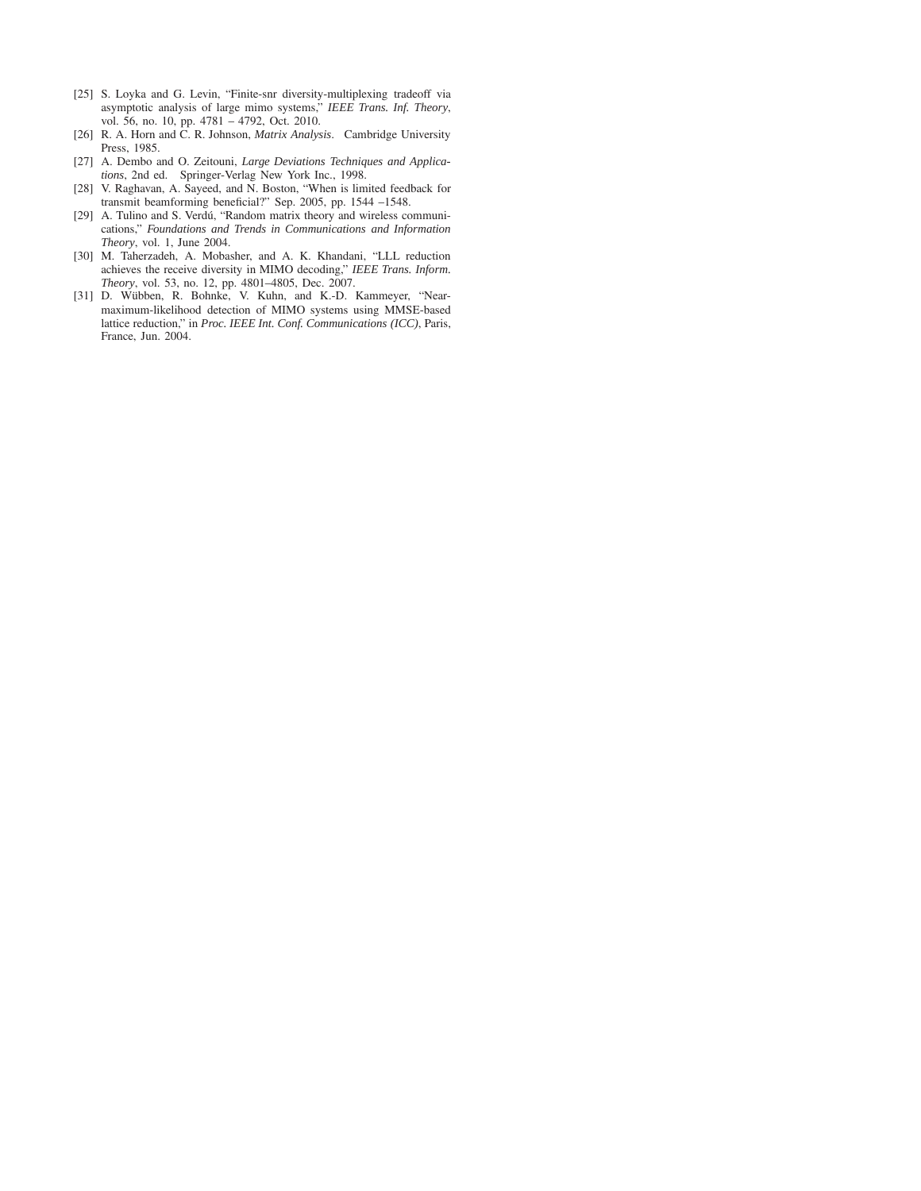[25] S. Loyka and G. Levin, "Finite-snr diversity-multiplexing tradeoff via asymptotic analysis of large mimo systems," *IEEE Trans. Inf. Theory*, vol. 56, no. 10, pp. 4781 – 4792, Oct. 2010.

[26] R. A. Horn and C. R. Johnson, *Matrix Analysis*. Cambridge University Press, 1985.

[27] A. Dembo and O. Zeitouni, *Large Deviations Techniques and Applications*, 2nd ed. Springer-Verlag New York Inc., 1998.

[28] V. Raghavan, A. Sayeed, and N. Boston, "When is limited feedback for transmit beamforming beneficial?" Sep. 2005, pp. 1544 –1548.

[29] A. Tulino and S. Verdú, "Random matrix theory and wireless communications," *Foundations and Trends in Communications and Information Theory*, vol. 1, June 2004.

[30] M. Taherzadeh, A. Mobasher, and A. K. Khandani, "LLL reduction achieves the receive diversity in MIMO decoding," *IEEE Trans. Inform. Theory*, vol. 53, no. 12, pp. 4801–4805, Dec. 2007.

[31] D. Wübben, R. Bohnke, V. Kuhn, and K.-D. Kammeyer, "Near-maximum-likelihood detection of MIMO systems using MMSE-based lattice reduction," in *Proc. IEEE Int. Conf. Communications (ICC)*, Paris, France, Jun. 2004.